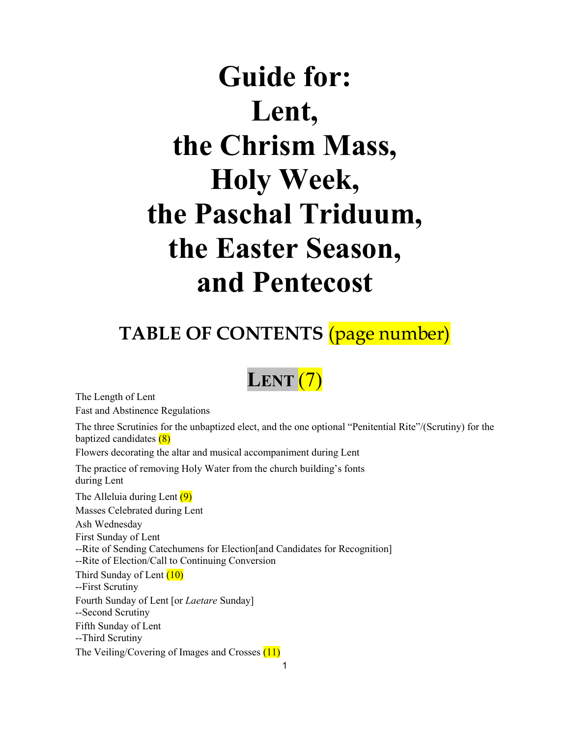# Guide for: Lent, the Chrism Mass, Holy Week, the Paschal Triduum, the Easter Season, and Pentecost

## TABLE OF CONTENTS (page number)

### LENT (7)

The Length of Lent

Fast and Abstinence Regulations

The three Scrutinies for the unbaptized elect, and the one optional "Penitential Rite"/(Scrutiny) for the baptized candidates (8)

Flowers decorating the altar and musical accompaniment during Lent

The practice of removing Holy Water from the church building's fonts during Lent

The Alleluia during Lent (9)

Masses Celebrated during Lent

Ash Wednesday

First Sunday of Lent

--Rite of Sending Catechumens for Election[and Candidates for Recognition]

--Rite of Election/Call to Continuing Conversion

Third Sunday of Lent (10)

--First Scrutiny

Fourth Sunday of Lent [or *Laetare* Sunday]

--Second Scrutiny

Fifth Sunday of Lent

--Third Scrutiny

The Veiling/Covering of Images and Crosses (11)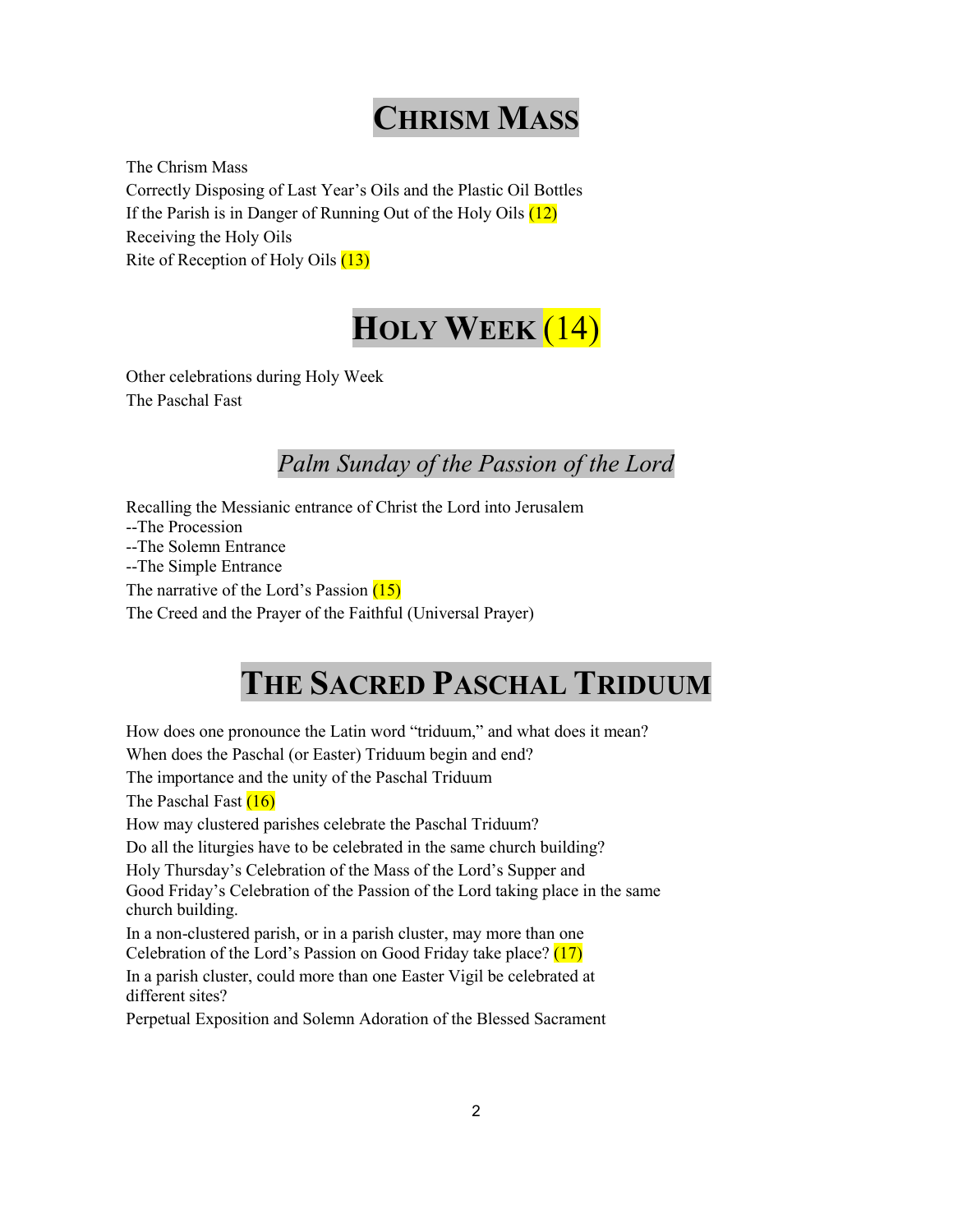# CHRISM MASS

The Chrism Mass
Correctly Disposing of Last Year's Oils and the Plastic Oil Bottles
If the Parish is in Danger of Running Out of the Holy Oils (12)
Receiving the Holy Oils
Rite of Reception of Holy Oils (13)

# HOLY WEEK (14)

Other celebrations during Holy Week
The Paschal Fast

## *Palm Sunday of the Passion of the Lord*

Recalling the Messianic entrance of Christ the Lord into Jerusalem
--The Procession
--The Solemn Entrance
--The Simple Entrance
The narrative of the Lord's Passion (15)
The Creed and the Prayer of the Faithful (Universal Prayer)

# THE SACRED PASCHAL TRIDUUM

How does one pronounce the Latin word "triduum," and what does it mean?
When does the Paschal (or Easter) Triduum begin and end?
The importance and the unity of the Paschal Triduum
The Paschal Fast (16)
How may clustered parishes celebrate the Paschal Triduum?
Do all the liturgies have to be celebrated in the same church building?
Holy Thursday's Celebration of the Mass of the Lord's Supper and Good Friday's Celebration of the Passion of the Lord taking place in the same church building.
In a non-clustered parish, or in a parish cluster, may more than one Celebration of the Lord's Passion on Good Friday take place? (17)
In a parish cluster, could more than one Easter Vigil be celebrated at different sites?
Perpetual Exposition and Solemn Adoration of the Blessed Sacrament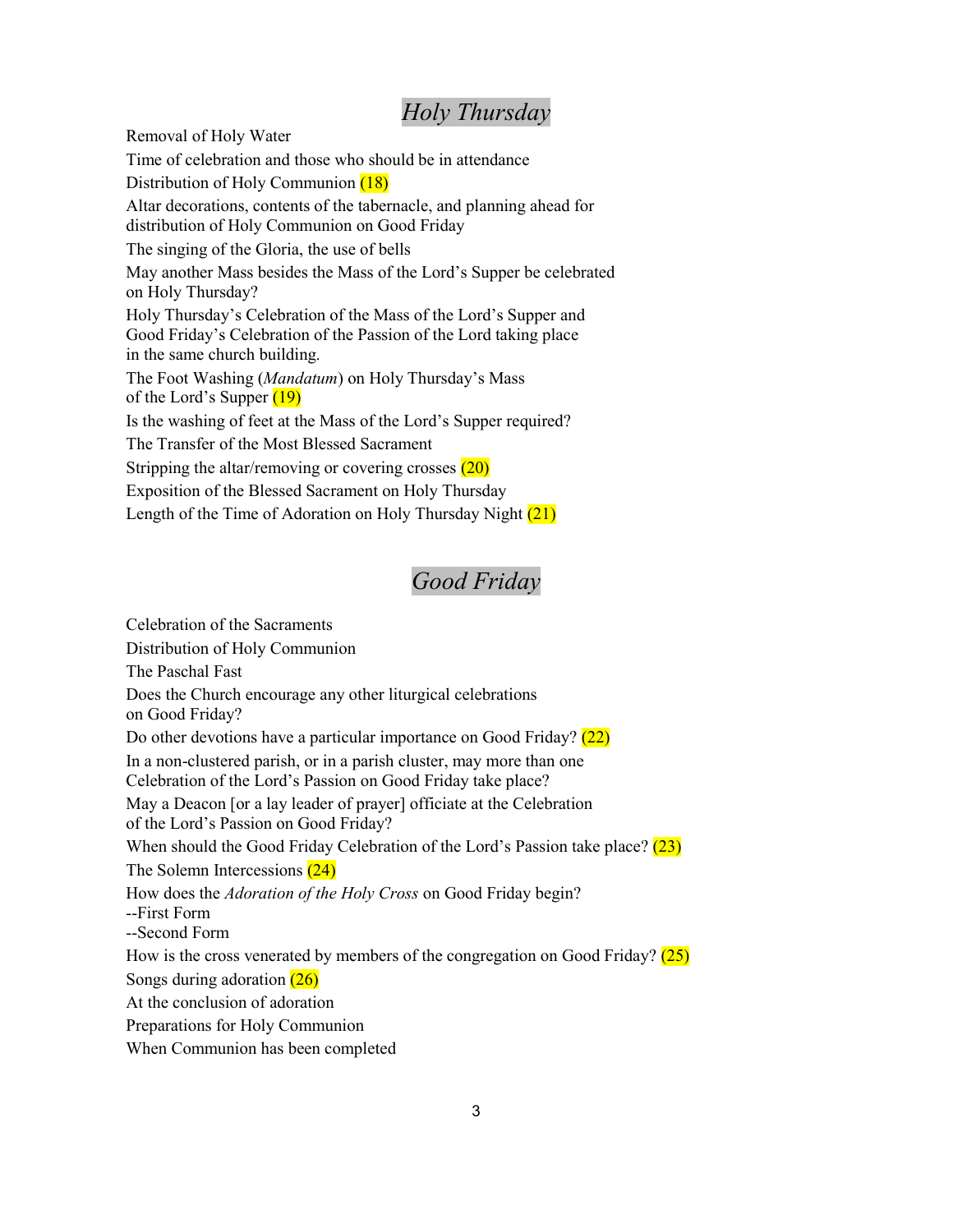## *Holy Thursday*

Removal of Holy Water

Time of celebration and those who should be in attendance

Distribution of Holy Communion (18)

Altar decorations, contents of the tabernacle, and planning ahead for distribution of Holy Communion on Good Friday

The singing of the Gloria, the use of bells

May another Mass besides the Mass of the Lord's Supper be celebrated on Holy Thursday?

Holy Thursday's Celebration of the Mass of the Lord's Supper and Good Friday's Celebration of the Passion of the Lord taking place in the same church building.

The Foot Washing (*Mandatum*) on Holy Thursday's Mass of the Lord's Supper (19)

Is the washing of feet at the Mass of the Lord's Supper required?

The Transfer of the Most Blessed Sacrament

Stripping the altar/removing or covering crosses (20)

Exposition of the Blessed Sacrament on Holy Thursday

Length of the Time of Adoration on Holy Thursday Night (21)

## *Good Friday*

Celebration of the Sacraments

Distribution of Holy Communion

The Paschal Fast

Does the Church encourage any other liturgical celebrations on Good Friday?

Do other devotions have a particular importance on Good Friday? (22)

In a non-clustered parish, or in a parish cluster, may more than one Celebration of the Lord's Passion on Good Friday take place?

May a Deacon [or a lay leader of prayer] officiate at the Celebration of the Lord's Passion on Good Friday?

When should the Good Friday Celebration of the Lord's Passion take place? (23)

The Solemn Intercessions (24)

How does the *Adoration of the Holy Cross* on Good Friday begin?
--First Form
--Second Form

How is the cross venerated by members of the congregation on Good Friday? (25)

Songs during adoration (26)

At the conclusion of adoration

Preparations for Holy Communion

When Communion has been completed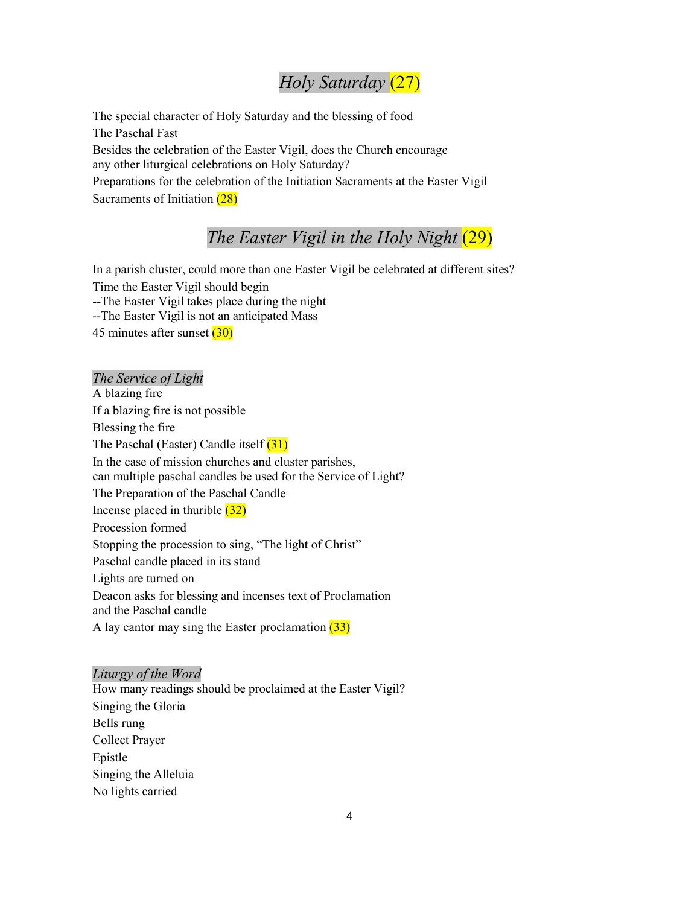## *Holy Saturday* (27)

The special character of Holy Saturday and the blessing of food
The Paschal Fast
Besides the celebration of the Easter Vigil, does the Church encourage
any other liturgical celebrations on Holy Saturday?
Preparations for the celebration of the Initiation Sacraments at the Easter Vigil
Sacraments of Initiation (28)

## *The Easter Vigil in the Holy Night* (29)

In a parish cluster, could more than one Easter Vigil be celebrated at different sites?
Time the Easter Vigil should begin
--The Easter Vigil takes place during the night
--The Easter Vigil is not an anticipated Mass
45 minutes after sunset (30)

### *The Service of Light*

A blazing fire
If a blazing fire is not possible
Blessing the fire
The Paschal (Easter) Candle itself (31)
In the case of mission churches and cluster parishes,
can multiple paschal candles be used for the Service of Light?
The Preparation of the Paschal Candle
Incense placed in thurible (32)
Procession formed
Stopping the procession to sing, "The light of Christ"
Paschal candle placed in its stand
Lights are turned on
Deacon asks for blessing and incenses text of Proclamation
and the Paschal candle
A lay cantor may sing the Easter proclamation (33)

### *Liturgy of the Word*

How many readings should be proclaimed at the Easter Vigil?
Singing the Gloria
Bells rung
Collect Prayer
Epistle
Singing the Alleluia
No lights carried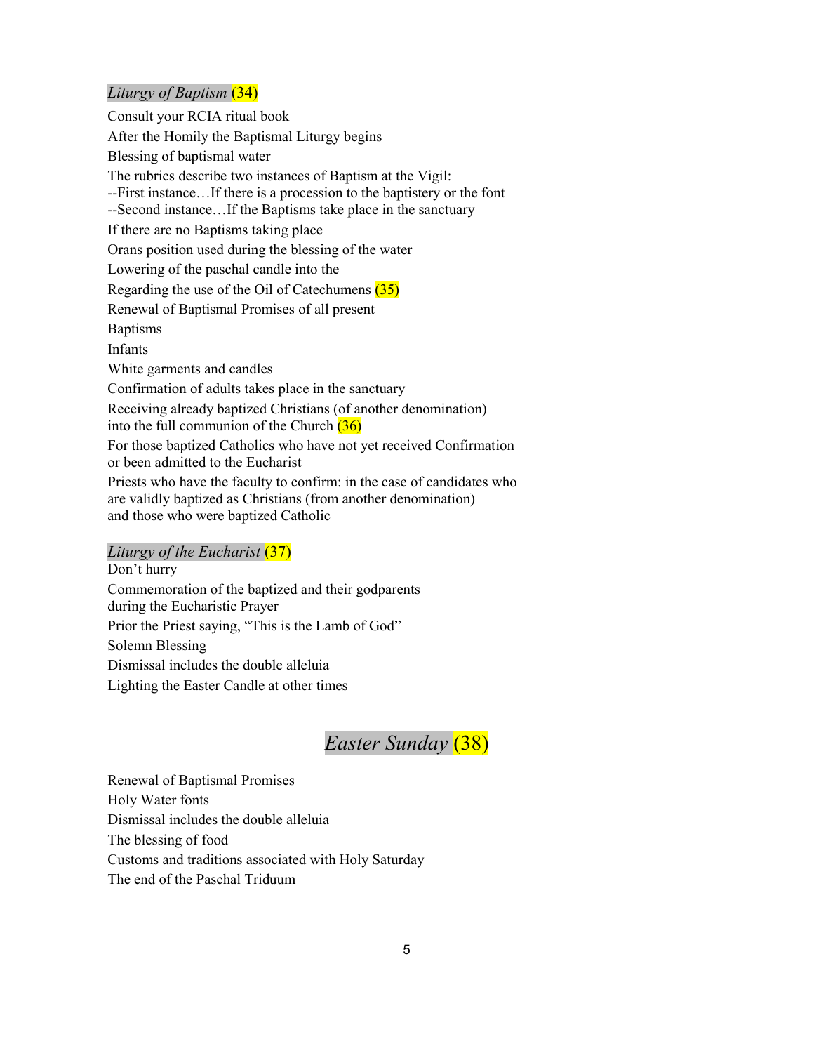*Liturgy of Baptism* (34)

Consult your RCIA ritual book

After the Homily the Baptismal Liturgy begins

Blessing of baptismal water

The rubrics describe two instances of Baptism at the Vigil:
--First instance…If there is a procession to the baptistery or the font
--Second instance…If the Baptisms take place in the sanctuary

If there are no Baptisms taking place

Orans position used during the blessing of the water

Lowering of the paschal candle into the

Regarding the use of the Oil of Catechumens (35)

Renewal of Baptismal Promises of all present

Baptisms

Infants

White garments and candles

Confirmation of adults takes place in the sanctuary

Receiving already baptized Christians (of another denomination) into the full communion of the Church (36)

For those baptized Catholics who have not yet received Confirmation or been admitted to the Eucharist

Priests who have the faculty to confirm: in the case of candidates who are validly baptized as Christians (from another denomination) and those who were baptized Catholic

*Liturgy of the Eucharist* (37)

Don't hurry

Commemoration of the baptized and their godparents during the Eucharistic Prayer

Prior the Priest saying, "This is the Lamb of God"

Solemn Blessing

Dismissal includes the double alleluia

Lighting the Easter Candle at other times

## *Easter Sunday* (38)

Renewal of Baptismal Promises

Holy Water fonts

Dismissal includes the double alleluia

The blessing of food

Customs and traditions associated with Holy Saturday

The end of the Paschal Triduum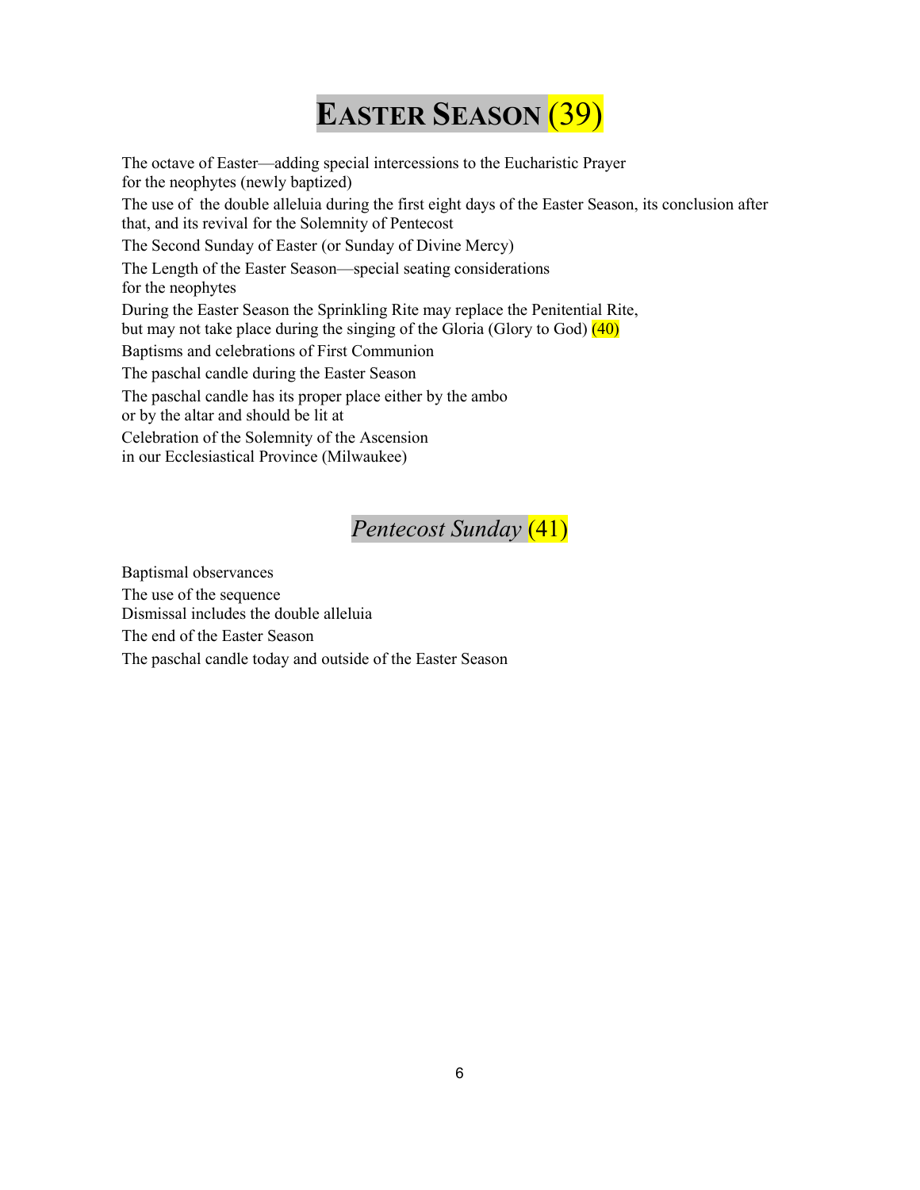# EASTER SEASON (39)

The octave of Easter—adding special intercessions to the Eucharistic Prayer
for the neophytes (newly baptized)

The use of the double alleluia during the first eight days of the Easter Season, its conclusion after that, and its revival for the Solemnity of Pentecost

The Second Sunday of Easter (or Sunday of Divine Mercy)

The Length of the Easter Season—special seating considerations
for the neophytes

During the Easter Season the Sprinkling Rite may replace the Penitential Rite,
but may not take place during the singing of the Gloria (Glory to God) (40)

Baptisms and celebrations of First Communion

The paschal candle during the Easter Season

The paschal candle has its proper place either by the ambo
or by the altar and should be lit at

Celebration of the Solemnity of the Ascension
in our Ecclesiastical Province (Milwaukee)

## *Pentecost Sunday* (41)

Baptismal observances

The use of the sequence

Dismissal includes the double alleluia

The end of the Easter Season

The paschal candle today and outside of the Easter Season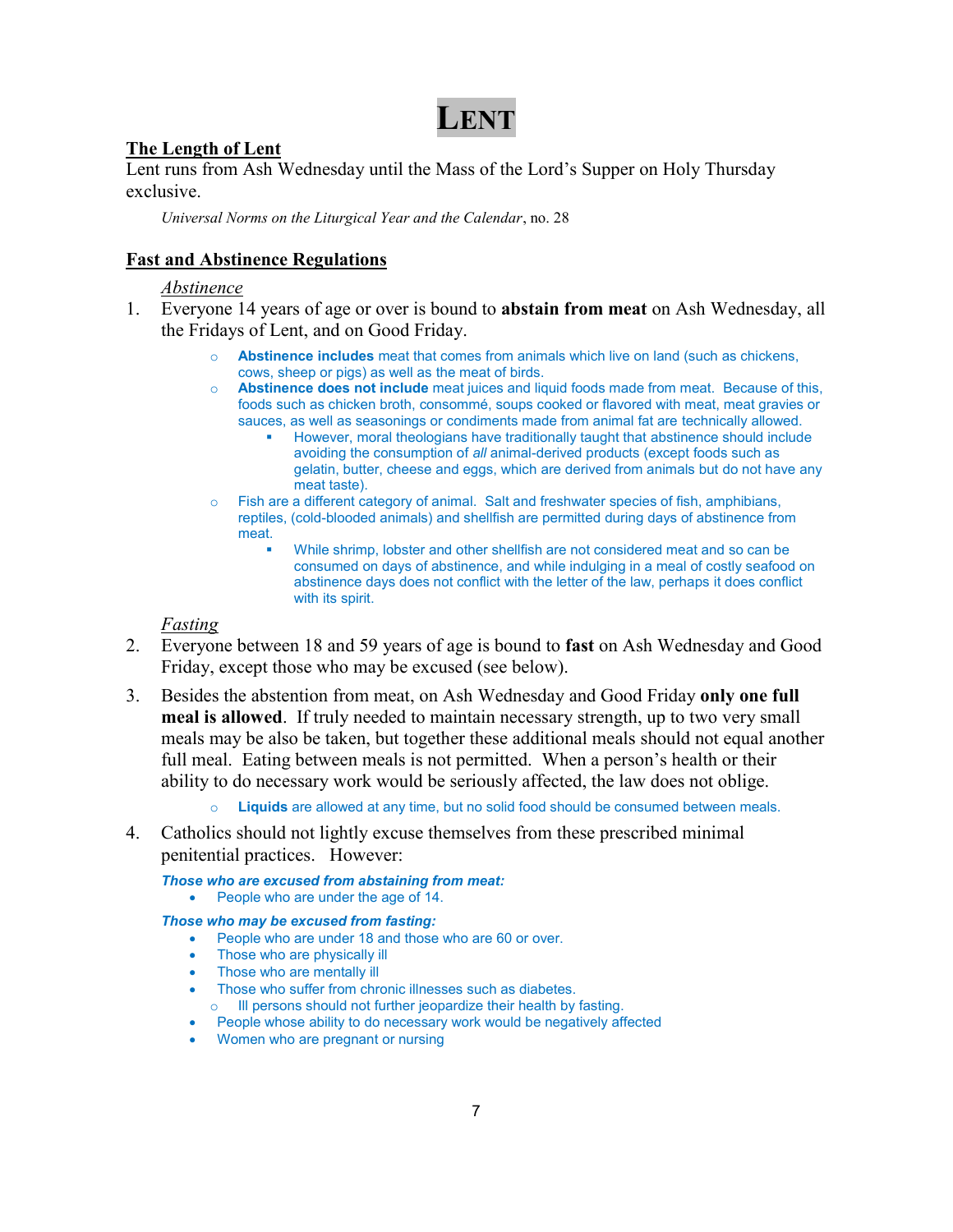# LENT

## The Length of Lent

Lent runs from Ash Wednesday until the Mass of the Lord's Supper on Holy Thursday exclusive.

*Universal Norms on the Liturgical Year and the Calendar*, no. 28

## Fast and Abstinence Regulations

### *Abstinence*

1. Everyone 14 years of age or over is bound to **abstain from meat** on Ash Wednesday, all the Fridays of Lent, and on Good Friday.
    - **Abstinence includes** meat that comes from animals which live on land (such as chickens, cows, sheep or pigs) as well as the meat of birds.
    - **Abstinence does not include** meat juices and liquid foods made from meat. Because of this, foods such as chicken broth, consommé, soups cooked or flavored with meat, meat gravies or sauces, as well as seasonings or condiments made from animal fat are technically allowed.
        - However, moral theologians have traditionally taught that abstinence should include avoiding the consumption of *all* animal-derived products (except foods such as gelatin, butter, cheese and eggs, which are derived from animals but do not have any meat taste).
    - Fish are a different category of animal. Salt and freshwater species of fish, amphibians, reptiles, (cold-blooded animals) and shellfish are permitted during days of abstinence from meat.
        - While shrimp, lobster and other shellfish are not considered meat and so can be consumed on days of abstinence, and while indulging in a meal of costly seafood on abstinence days does not conflict with the letter of the law, perhaps it does conflict with its spirit.

### *Fasting*

2. Everyone between 18 and 59 years of age is bound to **fast** on Ash Wednesday and Good Friday, except those who may be excused (see below).
3. Besides the abstention from meat, on Ash Wednesday and Good Friday **only one full meal is allowed**. If truly needed to maintain necessary strength, up to two very small meals may be also be taken, but together these additional meals should not equal another full meal. Eating between meals is not permitted. When a person's health or their ability to do necessary work would be seriously affected, the law does not oblige.
    - **Liquids** are allowed at any time, but no solid food should be consumed between meals.
4. Catholics should not lightly excuse themselves from these prescribed minimal penitential practices. However:

***Those who are excused from abstaining from meat:***

- People who are under the age of 14.

***Those who may be excused from fasting:***

- People who are under 18 and those who are 60 or over.
- Those who are physically ill
- Those who are mentally ill
- Those who suffer from chronic illnesses such as diabetes.
    - Ill persons should not further jeopardize their health by fasting.
- People whose ability to do necessary work would be negatively affected
- Women who are pregnant or nursing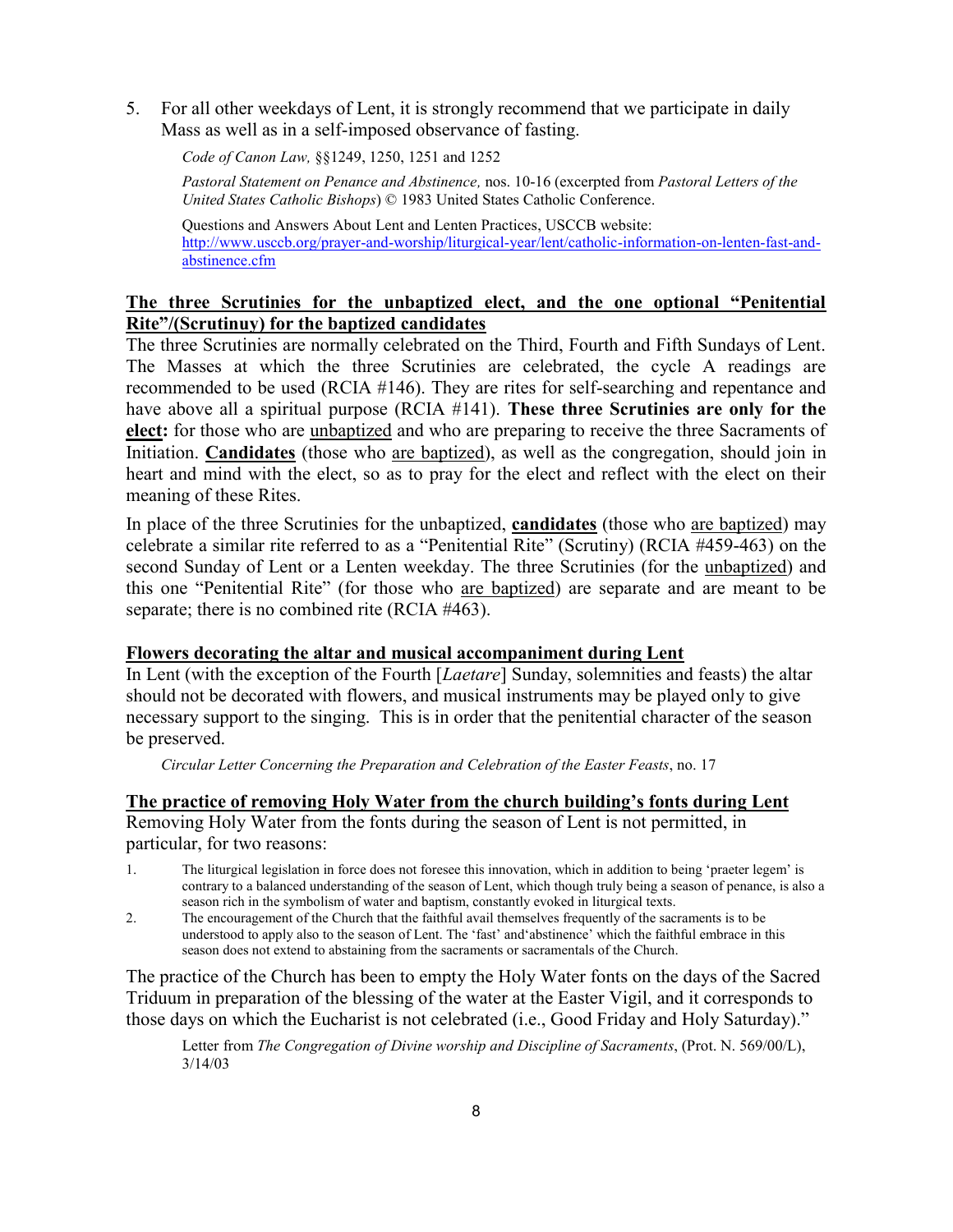5. For all other weekdays of Lent, it is strongly recommend that we participate in daily Mass as well as in a self-imposed observance of fasting.

   *Code of Canon Law,* §§1249, 1250, 1251 and 1252

   *Pastoral Statement on Penance and Abstinence,* nos. 10-16 (excerpted from *Pastoral Letters of the United States Catholic Bishops*) © 1983 United States Catholic Conference.

   Questions and Answers About Lent and Lenten Practices, USCCB website: http://www.usccb.org/prayer-and-worship/liturgical-year/lent/catholic-information-on-lenten-fast-and-abstinence.cfm

**The three Scrutinies for the unbaptized elect, and the one optional "Penitential Rite"/(Scrutinuy) for the baptized candidates**

The three Scrutinies are normally celebrated on the Third, Fourth and Fifth Sundays of Lent. The Masses at which the three Scrutinies are celebrated, the cycle A readings are recommended to be used (RCIA #146). They are rites for self-searching and repentance and have above all a spiritual purpose (RCIA #141). **These three Scrutinies are only for the elect:** for those who are unbaptized and who are preparing to receive the three Sacraments of Initiation. **Candidates** (those who are baptized), as well as the congregation, should join in heart and mind with the elect, so as to pray for the elect and reflect with the elect on their meaning of these Rites.

In place of the three Scrutinies for the unbaptized, **candidates** (those who are baptized) may celebrate a similar rite referred to as a "Penitential Rite" (Scrutiny) (RCIA #459-463) on the second Sunday of Lent or a Lenten weekday. The three Scrutinies (for the unbaptized) and this one "Penitential Rite" (for those who are baptized) are separate and are meant to be separate; there is no combined rite (RCIA #463).

**Flowers decorating the altar and musical accompaniment during Lent**

In Lent (with the exception of the Fourth [*Laetare*] Sunday, solemnities and feasts) the altar should not be decorated with flowers, and musical instruments may be played only to give necessary support to the singing. This is in order that the penitential character of the season be preserved.

*Circular Letter Concerning the Preparation and Celebration of the Easter Feasts*, no. 17

**The practice of removing Holy Water from the church building's fonts during Lent**

Removing Holy Water from the fonts during the season of Lent is not permitted, in particular, for two reasons:

1. The liturgical legislation in force does not foresee this innovation, which in addition to being 'praeter legem' is contrary to a balanced understanding of the season of Lent, which though truly being a season of penance, is also a season rich in the symbolism of water and baptism, constantly evoked in liturgical texts.
2. The encouragement of the Church that the faithful avail themselves frequently of the sacraments is to be understood to apply also to the season of Lent. The 'fast' and'abstinence' which the faithful embrace in this season does not extend to abstaining from the sacraments or sacramentals of the Church.

The practice of the Church has been to empty the Holy Water fonts on the days of the Sacred Triduum in preparation of the blessing of the water at the Easter Vigil, and it corresponds to those days on which the Eucharist is not celebrated (i.e., Good Friday and Holy Saturday)."

Letter from *The Congregation of Divine worship and Discipline of Sacraments*, (Prot. N. 569/00/L), 3/14/03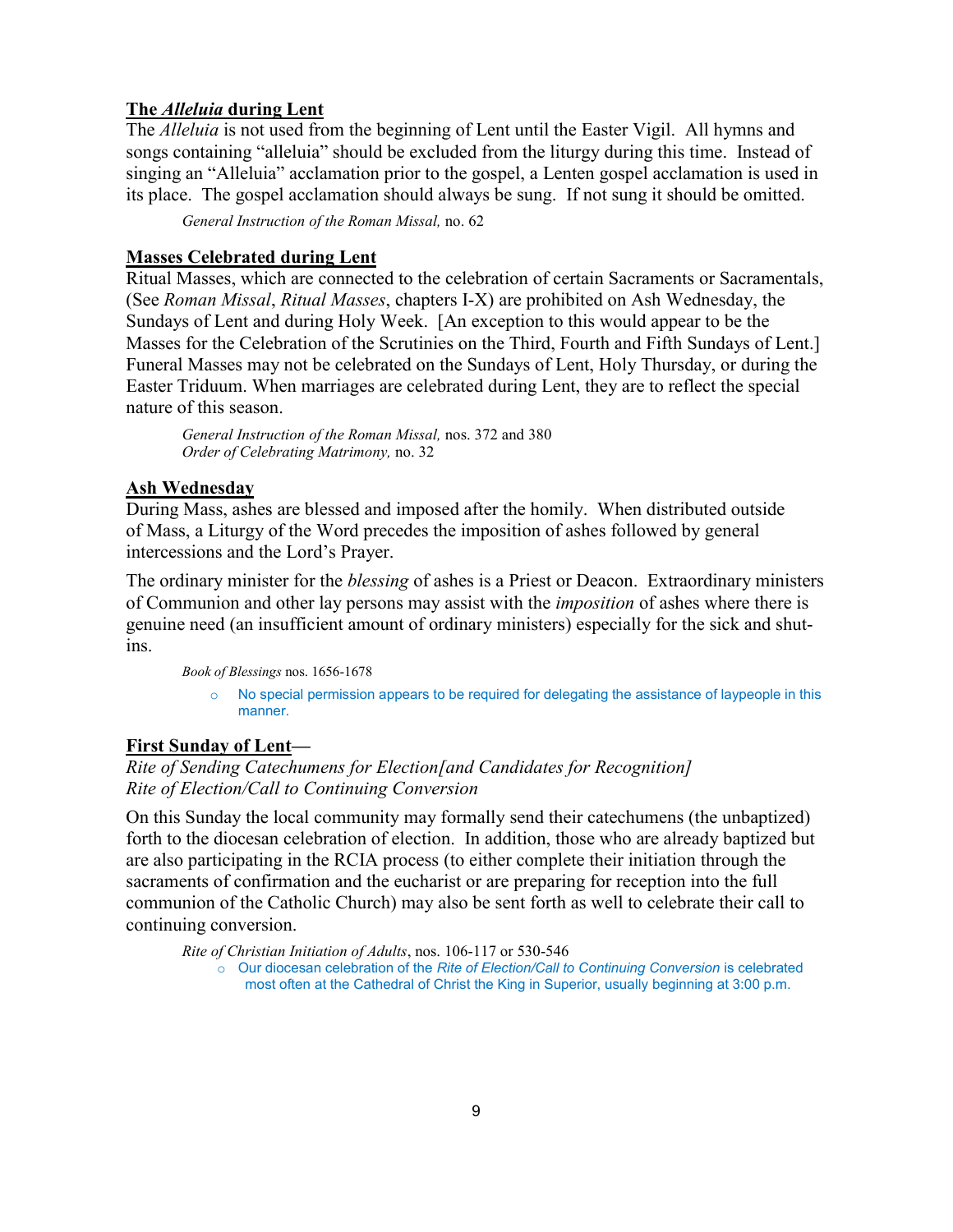## The *Alleluia* during Lent

The *Alleluia* is not used from the beginning of Lent until the Easter Vigil. All hymns and songs containing "alleluia" should be excluded from the liturgy during this time. Instead of singing an "Alleluia" acclamation prior to the gospel, a Lenten gospel acclamation is used in its place. The gospel acclamation should always be sung. If not sung it should be omitted.

> *General Instruction of the Roman Missal,* no. 62

## Masses Celebrated during Lent

Ritual Masses, which are connected to the celebration of certain Sacraments or Sacramentals, (See *Roman Missal*, *Ritual Masses*, chapters I-X) are prohibited on Ash Wednesday, the Sundays of Lent and during Holy Week. [An exception to this would appear to be the Masses for the Celebration of the Scrutinies on the Third, Fourth and Fifth Sundays of Lent.] Funeral Masses may not be celebrated on the Sundays of Lent, Holy Thursday, or during the Easter Triduum. When marriages are celebrated during Lent, they are to reflect the special nature of this season.

> *General Instruction of the Roman Missal,* nos. 372 and 380
> *Order of Celebrating Matrimony,* no. 32

## Ash Wednesday

During Mass, ashes are blessed and imposed after the homily. When distributed outside of Mass, a Liturgy of the Word precedes the imposition of ashes followed by general intercessions and the Lord's Prayer.

The ordinary minister for the *blessing* of ashes is a Priest or Deacon. Extraordinary ministers of Communion and other lay persons may assist with the *imposition* of ashes where there is genuine need (an insufficient amount of ordinary ministers) especially for the sick and shut-ins.

> *Book of Blessings* nos. 1656-1678

- No special permission appears to be required for delegating the assistance of laypeople in this manner.

## First Sunday of Lent—

*Rite of Sending Catechumens for Election[and Candidates for Recognition]*
*Rite of Election/Call to Continuing Conversion*

On this Sunday the local community may formally send their catechumens (the unbaptized) forth to the diocesan celebration of election. In addition, those who are already baptized but are also participating in the RCIA process (to either complete their initiation through the sacraments of confirmation and the eucharist or are preparing for reception into the full communion of the Catholic Church) may also be sent forth as well to celebrate their call to continuing conversion.

> *Rite of Christian Initiation of Adults*, nos. 106-117 or 530-546

- Our diocesan celebration of the *Rite of Election/Call to Continuing Conversion* is celebrated most often at the Cathedral of Christ the King in Superior, usually beginning at 3:00 p.m.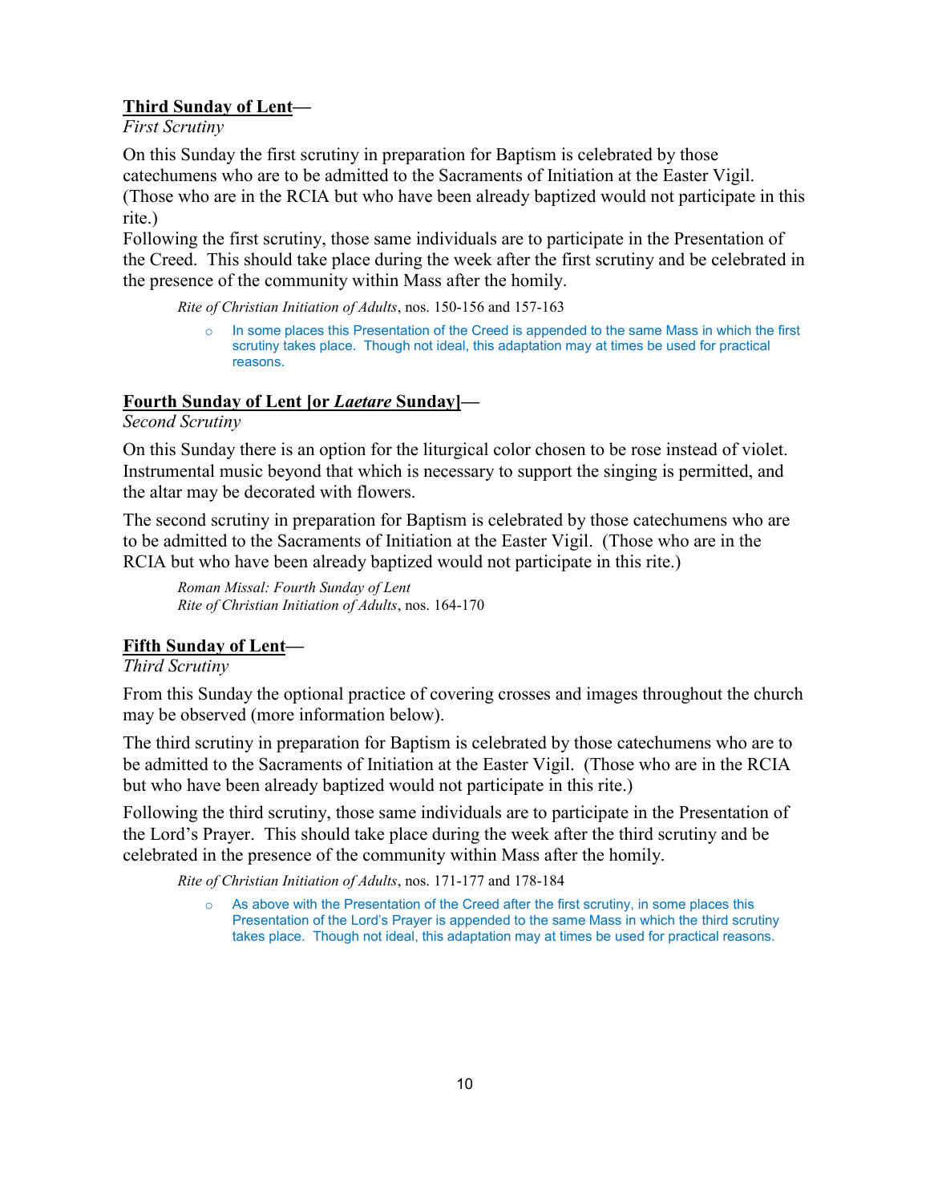**<u>Third Sunday of Lent</u>—**

*First Scrutiny*

On this Sunday the first scrutiny in preparation for Baptism is celebrated by those catechumens who are to be admitted to the Sacraments of Initiation at the Easter Vigil. (Those who are in the RCIA but who have been already baptized would not participate in this rite.)

Following the first scrutiny, those same individuals are to participate in the Presentation of the Creed. This should take place during the week after the first scrutiny and be celebrated in the presence of the community within Mass after the homily.

> *Rite of Christian Initiation of Adults*, nos. 150-156 and 157-163
>
> - In some places this Presentation of the Creed is appended to the same Mass in which the first scrutiny takes place. Though not ideal, this adaptation may at times be used for practical reasons.

**<u>Fourth Sunday of Lent [or *Laetare* Sunday]</u>—**

*Second Scrutiny*

On this Sunday there is an option for the liturgical color chosen to be rose instead of violet. Instrumental music beyond that which is necessary to support the singing is permitted, and the altar may be decorated with flowers.

The second scrutiny in preparation for Baptism is celebrated by those catechumens who are to be admitted to the Sacraments of Initiation at the Easter Vigil. (Those who are in the RCIA but who have been already baptized would not participate in this rite.)

> *Roman Missal: Fourth Sunday of Lent*
> *Rite of Christian Initiation of Adults*, nos. 164-170

**<u>Fifth Sunday of Lent</u>—**

*Third Scrutiny*

From this Sunday the optional practice of covering crosses and images throughout the church may be observed (more information below).

The third scrutiny in preparation for Baptism is celebrated by those catechumens who are to be admitted to the Sacraments of Initiation at the Easter Vigil. (Those who are in the RCIA but who have been already baptized would not participate in this rite.)

Following the third scrutiny, those same individuals are to participate in the Presentation of the Lord's Prayer. This should take place during the week after the third scrutiny and be celebrated in the presence of the community within Mass after the homily.

> *Rite of Christian Initiation of Adults*, nos. 171-177 and 178-184
>
> - As above with the Presentation of the Creed after the first scrutiny, in some places this Presentation of the Lord's Prayer is appended to the same Mass in which the third scrutiny takes place. Though not ideal, this adaptation may at times be used for practical reasons.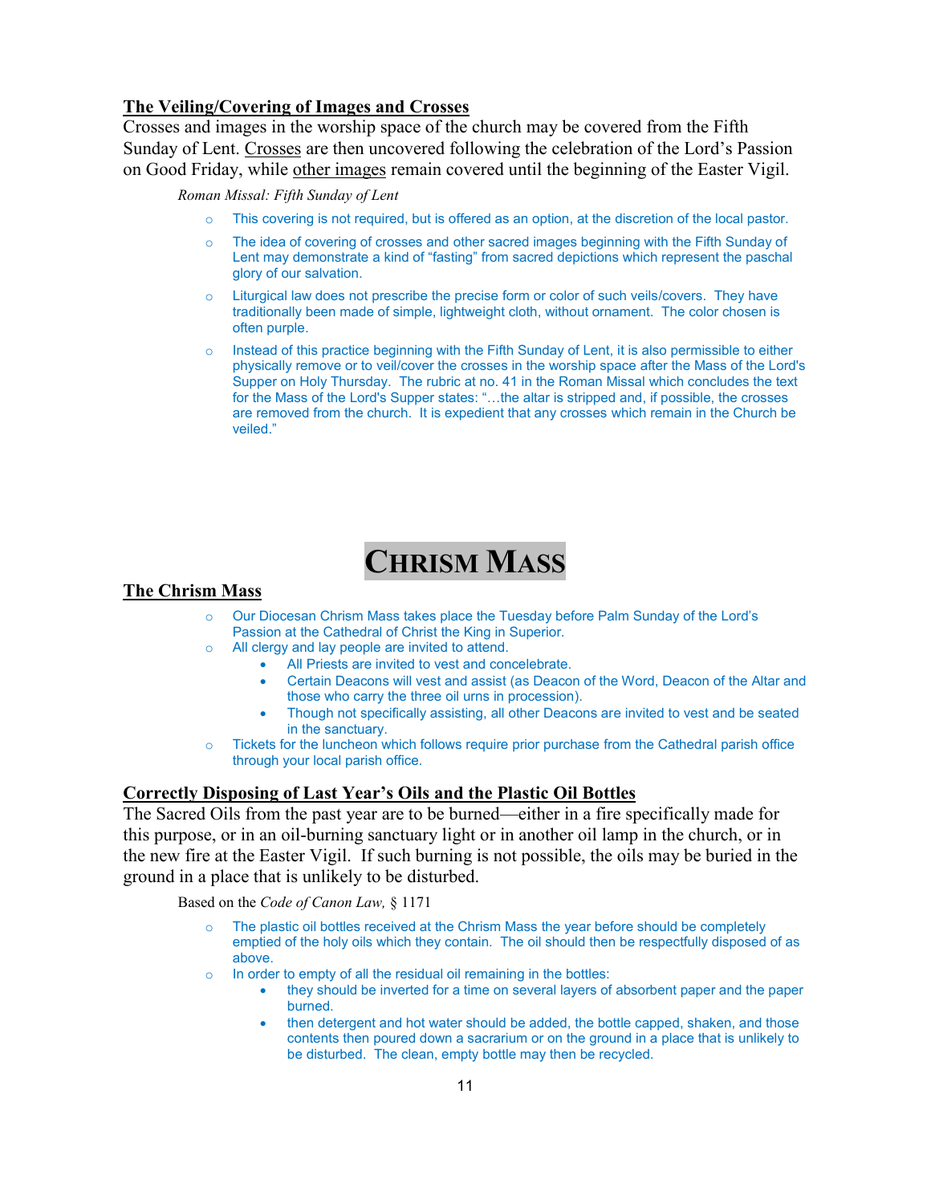### The Veiling/Covering of Images and Crosses

Crosses and images in the worship space of the church may be covered from the Fifth Sunday of Lent. Crosses are then uncovered following the celebration of the Lord's Passion on Good Friday, while other images remain covered until the beginning of the Easter Vigil.

*Roman Missal: Fifth Sunday of Lent*

- This covering is not required, but is offered as an option, at the discretion of the local pastor.
- The idea of covering of crosses and other sacred images beginning with the Fifth Sunday of Lent may demonstrate a kind of "fasting" from sacred depictions which represent the paschal glory of our salvation.
- Liturgical law does not prescribe the precise form or color of such veils/covers. They have traditionally been made of simple, lightweight cloth, without ornament. The color chosen is often purple.
- Instead of this practice beginning with the Fifth Sunday of Lent, it is also permissible to either physically remove or to veil/cover the crosses in the worship space after the Mass of the Lord's Supper on Holy Thursday. The rubric at no. 41 in the Roman Missal which concludes the text for the Mass of the Lord's Supper states: "…the altar is stripped and, if possible, the crosses are removed from the church. It is expedient that any crosses which remain in the Church be veiled."

# CHRISM MASS

### The Chrism Mass

- Our Diocesan Chrism Mass takes place the Tuesday before Palm Sunday of the Lord's Passion at the Cathedral of Christ the King in Superior.
- All clergy and lay people are invited to attend.
    - All Priests are invited to vest and concelebrate.
    - Certain Deacons will vest and assist (as Deacon of the Word, Deacon of the Altar and those who carry the three oil urns in procession).
    - Though not specifically assisting, all other Deacons are invited to vest and be seated in the sanctuary.
- Tickets for the luncheon which follows require prior purchase from the Cathedral parish office through your local parish office.

### Correctly Disposing of Last Year's Oils and the Plastic Oil Bottles

The Sacred Oils from the past year are to be burned—either in a fire specifically made for this purpose, or in an oil-burning sanctuary light or in another oil lamp in the church, or in the new fire at the Easter Vigil. If such burning is not possible, the oils may be buried in the ground in a place that is unlikely to be disturbed.

Based on the *Code of Canon Law,* § 1171

- The plastic oil bottles received at the Chrism Mass the year before should be completely emptied of the holy oils which they contain. The oil should then be respectfully disposed of as above.
- In order to empty of all the residual oil remaining in the bottles:
    - they should be inverted for a time on several layers of absorbent paper and the paper burned.
    - then detergent and hot water should be added, the bottle capped, shaken, and those contents then poured down a sacrarium or on the ground in a place that is unlikely to be disturbed. The clean, empty bottle may then be recycled.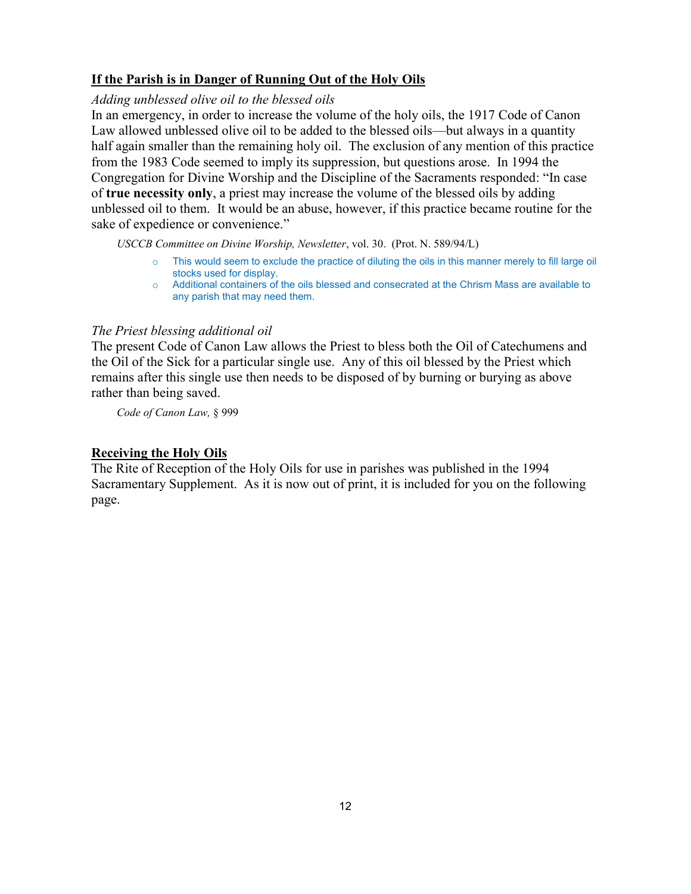## If the Parish is in Danger of Running Out of the Holy Oils

*Adding unblessed olive oil to the blessed oils*

In an emergency, in order to increase the volume of the holy oils, the 1917 Code of Canon Law allowed unblessed olive oil to be added to the blessed oils—but always in a quantity half again smaller than the remaining holy oil. The exclusion of any mention of this practice from the 1983 Code seemed to imply its suppression, but questions arose. In 1994 the Congregation for Divine Worship and the Discipline of the Sacraments responded: "In case of **true necessity only**, a priest may increase the volume of the blessed oils by adding unblessed oil to them. It would be an abuse, however, if this practice became routine for the sake of expedience or convenience."

*USCCB Committee on Divine Worship, Newsletter*, vol. 30. (Prot. N. 589/94/L)

- This would seem to exclude the practice of diluting the oils in this manner merely to fill large oil stocks used for display.
- Additional containers of the oils blessed and consecrated at the Chrism Mass are available to any parish that may need them.

*The Priest blessing additional oil*

The present Code of Canon Law allows the Priest to bless both the Oil of Catechumens and the Oil of the Sick for a particular single use. Any of this oil blessed by the Priest which remains after this single use then needs to be disposed of by burning or burying as above rather than being saved.

*Code of Canon Law,* § 999

## Receiving the Holy Oils

The Rite of Reception of the Holy Oils for use in parishes was published in the 1994 Sacramentary Supplement. As it is now out of print, it is included for you on the following page.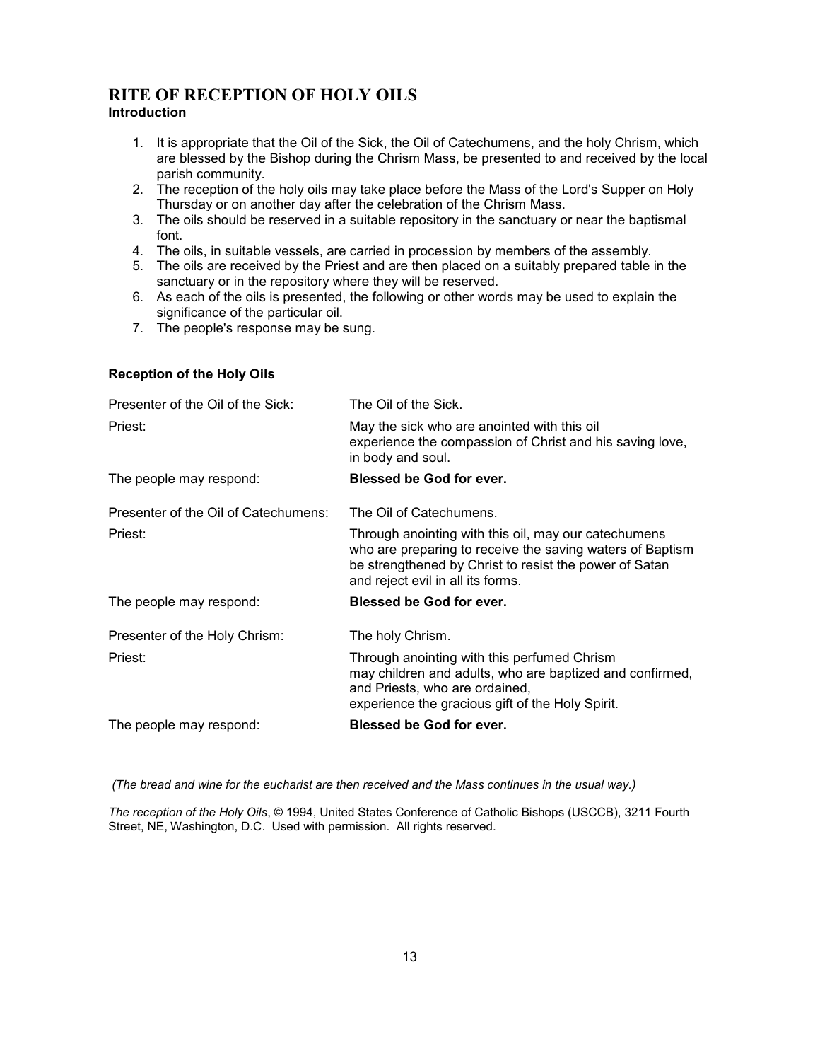# RITE OF RECEPTION OF HOLY OILS

**Introduction**

1. It is appropriate that the Oil of the Sick, the Oil of Catechumens, and the holy Chrism, which are blessed by the Bishop during the Chrism Mass, be presented to and received by the local parish community.
2. The reception of the holy oils may take place before the Mass of the Lord's Supper on Holy Thursday or on another day after the celebration of the Chrism Mass.
3. The oils should be reserved in a suitable repository in the sanctuary or near the baptismal font.
4. The oils, in suitable vessels, are carried in procession by members of the assembly.
5. The oils are received by the Priest and are then placed on a suitably prepared table in the sanctuary or in the repository where they will be reserved.
6. As each of the oils is presented, the following or other words may be used to explain the significance of the particular oil.
7. The people's response may be sung.

**Reception of the Holy Oils**

| | |
|---|---|
| Presenter of the Oil of the Sick: | The Oil of the Sick. |
| Priest: | May the sick who are anointed with this oil experience the compassion of Christ and his saving love, in body and soul. |
| The people may respond: | **Blessed be God for ever.** |
| Presenter of the Oil of Catechumens: | The Oil of Catechumens. |
| Priest: | Through anointing with this oil, may our catechumens who are preparing to receive the saving waters of Baptism be strengthened by Christ to resist the power of Satan and reject evil in all its forms. |
| The people may respond: | **Blessed be God for ever.** |
| Presenter of the Holy Chrism: | The holy Chrism. |
| Priest: | Through anointing with this perfumed Chrism may children and adults, who are baptized and confirmed, and Priests, who are ordained, experience the gracious gift of the Holy Spirit. |
| The people may respond: | **Blessed be God for ever.** |

*(The bread and wine for the eucharist are then received and the Mass continues in the usual way.)*

*The reception of the Holy Oils*, © 1994, United States Conference of Catholic Bishops (USCCB), 3211 Fourth Street, NE, Washington, D.C. Used with permission. All rights reserved.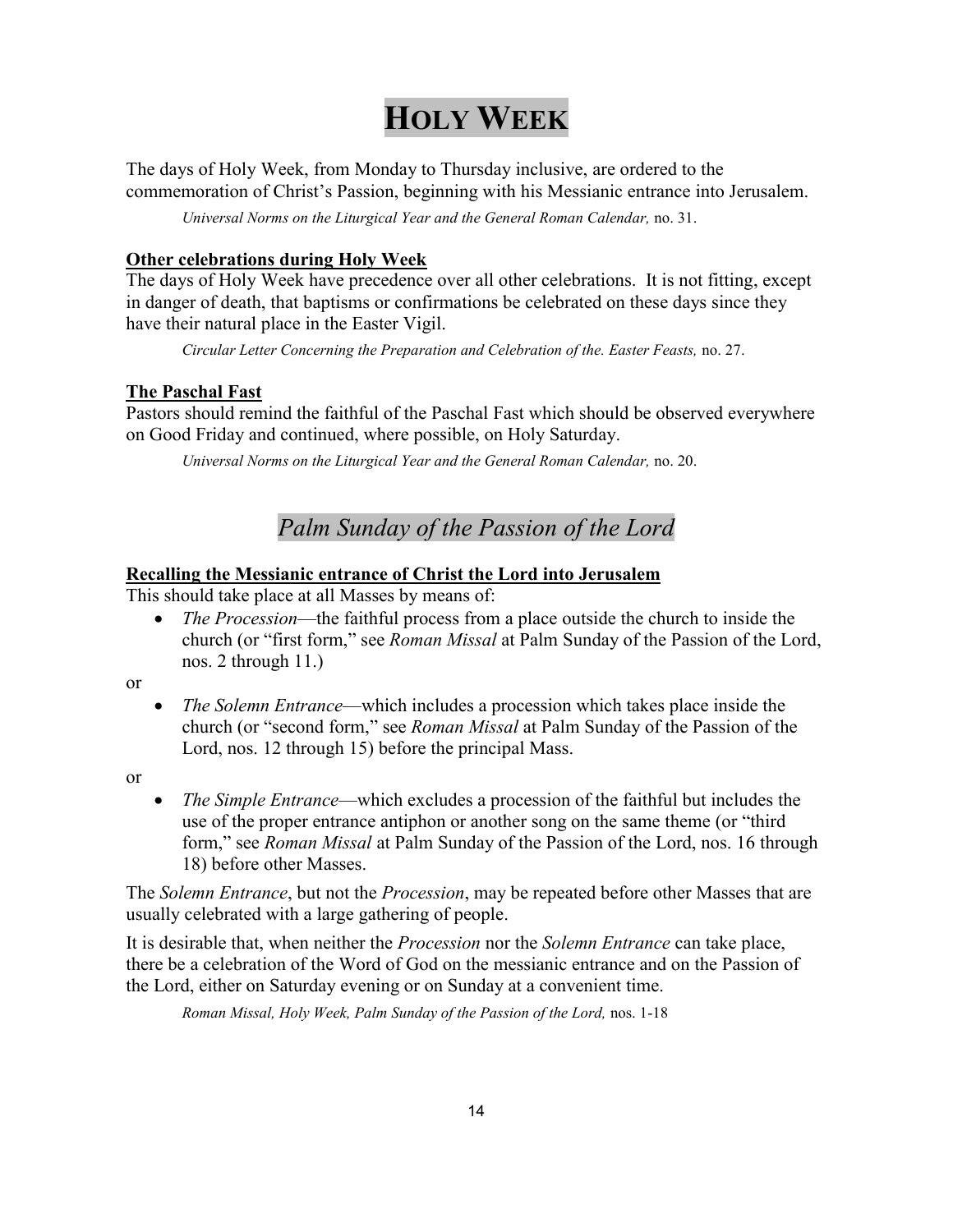# HOLY WEEK

The days of Holy Week, from Monday to Thursday inclusive, are ordered to the commemoration of Christ's Passion, beginning with his Messianic entrance into Jerusalem.

> *Universal Norms on the Liturgical Year and the General Roman Calendar,* no. 31.

**Other celebrations during Holy Week**

The days of Holy Week have precedence over all other celebrations. It is not fitting, except in danger of death, that baptisms or confirmations be celebrated on these days since they have their natural place in the Easter Vigil.

> *Circular Letter Concerning the Preparation and Celebration of the. Easter Feasts,* no. 27.

**The Paschal Fast**

Pastors should remind the faithful of the Paschal Fast which should be observed everywhere on Good Friday and continued, where possible, on Holy Saturday.

> *Universal Norms on the Liturgical Year and the General Roman Calendar,* no. 20.

## *Palm Sunday of the Passion of the Lord*

**Recalling the Messianic entrance of Christ the Lord into Jerusalem**

This should take place at all Masses by means of:

- *The Procession*—the faithful process from a place outside the church to inside the church (or "first form," see *Roman Missal* at Palm Sunday of the Passion of the Lord, nos. 2 through 11.)

or

- *The Solemn Entrance*—which includes a procession which takes place inside the church (or "second form," see *Roman Missal* at Palm Sunday of the Passion of the Lord, nos. 12 through 15) before the principal Mass.

or

- *The Simple Entrance*—which excludes a procession of the faithful but includes the use of the proper entrance antiphon or another song on the same theme (or "third form," see *Roman Missal* at Palm Sunday of the Passion of the Lord, nos. 16 through 18) before other Masses.

The *Solemn Entrance*, but not the *Procession*, may be repeated before other Masses that are usually celebrated with a large gathering of people.

It is desirable that, when neither the *Procession* nor the *Solemn Entrance* can take place, there be a celebration of the Word of God on the messianic entrance and on the Passion of the Lord, either on Saturday evening or on Sunday at a convenient time.

> *Roman Missal, Holy Week, Palm Sunday of the Passion of the Lord,* nos. 1-18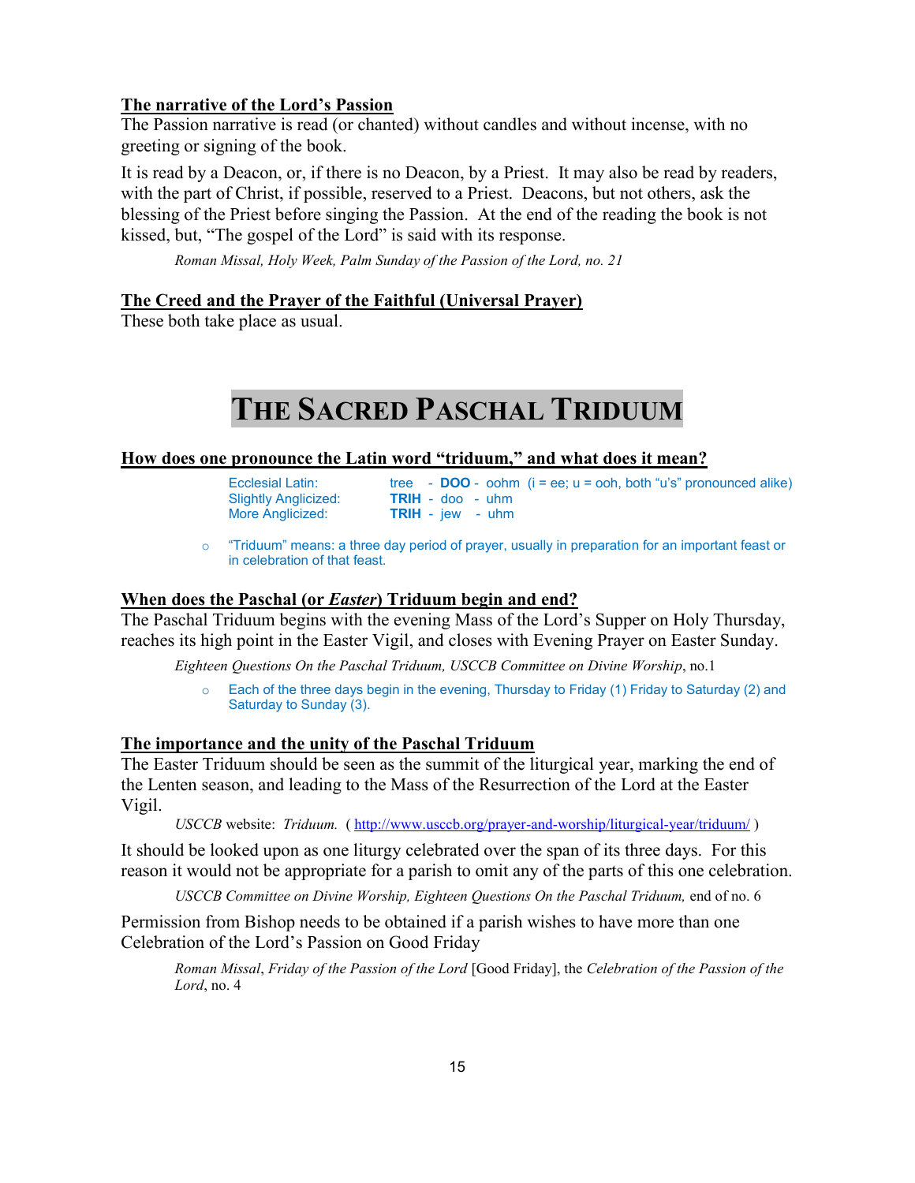### The narrative of the Lord's Passion

The Passion narrative is read (or chanted) without candles and without incense, with no greeting or signing of the book.

It is read by a Deacon, or, if there is no Deacon, by a Priest. It may also be read by readers, with the part of Christ, if possible, reserved to a Priest. Deacons, but not others, ask the blessing of the Priest before singing the Passion. At the end of the reading the book is not kissed, but, "The gospel of the Lord" is said with its response.

> *Roman Missal, Holy Week, Palm Sunday of the Passion of the Lord, no. 21*

### The Creed and the Prayer of the Faithful (Universal Prayer)

These both take place as usual.

# THE SACRED PASCHAL TRIDUUM

### How does one pronounce the Latin word "triduum," and what does it mean?

| | |
|---|---|
| Ecclesial Latin: | tree - **DOO** - oohm (i = ee; u = ooh, both "u's" pronounced alike) |
| Slightly Anglicized: | **TRIH** - doo - uhm |
| More Anglicized: | **TRIH** - jew - uhm |

- "Triduum" means: a three day period of prayer, usually in preparation for an important feast or in celebration of that feast.

### When does the Paschal (or *Easter*) Triduum begin and end?

The Paschal Triduum begins with the evening Mass of the Lord's Supper on Holy Thursday, reaches its high point in the Easter Vigil, and closes with Evening Prayer on Easter Sunday.

> *Eighteen Questions On the Paschal Triduum, USCCB Committee on Divine Worship*, no.1

- Each of the three days begin in the evening, Thursday to Friday (1) Friday to Saturday (2) and Saturday to Sunday (3).

### The importance and the unity of the Paschal Triduum

The Easter Triduum should be seen as the summit of the liturgical year, marking the end of the Lenten season, and leading to the Mass of the Resurrection of the Lord at the Easter Vigil.

> *USCCB* website: *Triduum.* ( http://www.usccb.org/prayer-and-worship/liturgical-year/triduum/ )

It should be looked upon as one liturgy celebrated over the span of its three days. For this reason it would not be appropriate for a parish to omit any of the parts of this one celebration.

> *USCCB Committee on Divine Worship, Eighteen Questions On the Paschal Triduum,* end of no. 6

Permission from Bishop needs to be obtained if a parish wishes to have more than one Celebration of the Lord's Passion on Good Friday

> *Roman Missal*, *Friday of the Passion of the Lord* [Good Friday], the *Celebration of the Passion of the Lord*, no. 4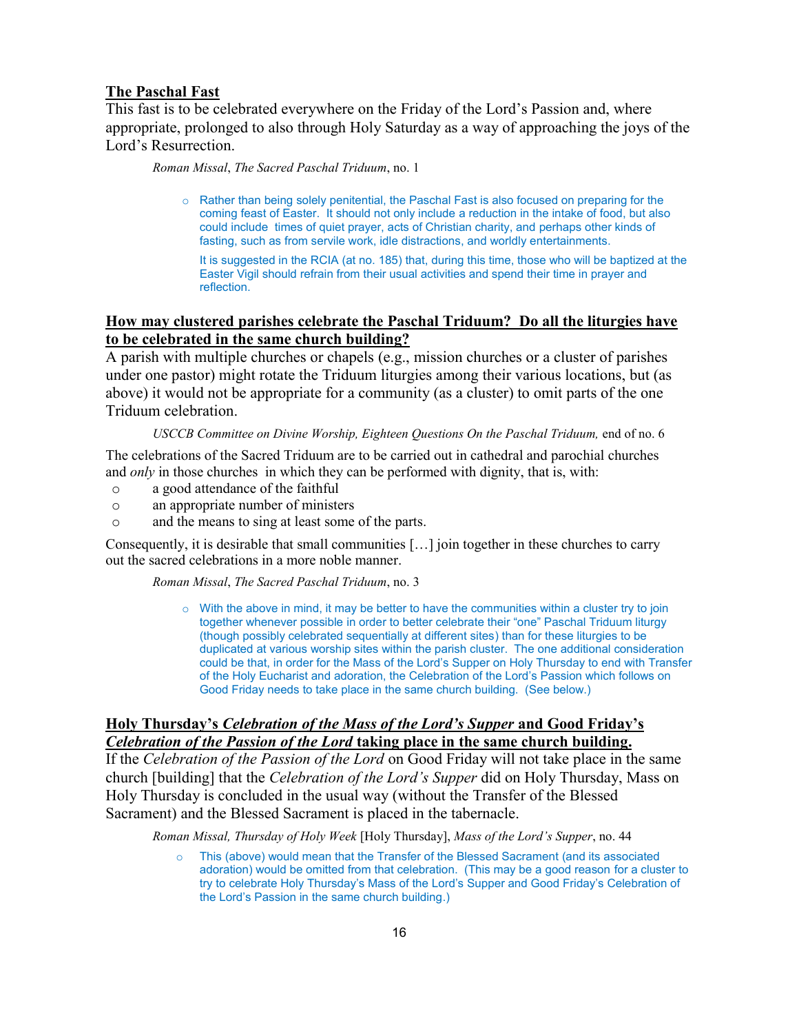**The Paschal Fast**

This fast is to be celebrated everywhere on the Friday of the Lord's Passion and, where appropriate, prolonged to also through Holy Saturday as a way of approaching the joys of the Lord's Resurrection.

*Roman Missal*, *The Sacred Paschal Triduum*, no. 1

- Rather than being solely penitential, the Paschal Fast is also focused on preparing for the coming feast of Easter. It should not only include a reduction in the intake of food, but also could include times of quiet prayer, acts of Christian charity, and perhaps other kinds of fasting, such as from servile work, idle distractions, and worldly entertainments.

  It is suggested in the RCIA (at no. 185) that, during this time, those who will be baptized at the Easter Vigil should refrain from their usual activities and spend their time in prayer and reflection.

**How may clustered parishes celebrate the Paschal Triduum? Do all the liturgies have to be celebrated in the same church building?**

A parish with multiple churches or chapels (e.g., mission churches or a cluster of parishes under one pastor) might rotate the Triduum liturgies among their various locations, but (as above) it would not be appropriate for a community (as a cluster) to omit parts of the one Triduum celebration.

*USCCB Committee on Divine Worship, Eighteen Questions On the Paschal Triduum,* end of no. 6

The celebrations of the Sacred Triduum are to be carried out in cathedral and parochial churches and *only* in those churches in which they can be performed with dignity, that is, with:

- a good attendance of the faithful
- an appropriate number of ministers
- and the means to sing at least some of the parts.

Consequently, it is desirable that small communities […] join together in these churches to carry out the sacred celebrations in a more noble manner.

*Roman Missal*, *The Sacred Paschal Triduum*, no. 3

- With the above in mind, it may be better to have the communities within a cluster try to join together whenever possible in order to better celebrate their "one" Paschal Triduum liturgy (though possibly celebrated sequentially at different sites) than for these liturgies to be duplicated at various worship sites within the parish cluster. The one additional consideration could be that, in order for the Mass of the Lord's Supper on Holy Thursday to end with Transfer of the Holy Eucharist and adoration, the Celebration of the Lord's Passion which follows on Good Friday needs to take place in the same church building. (See below.)

**Holy Thursday's *Celebration of the Mass of the Lord's Supper* and Good Friday's *Celebration of the Passion of the Lord* taking place in the same church building.**

If the *Celebration of the Passion of the Lord* on Good Friday will not take place in the same church [building] that the *Celebration of the Lord's Supper* did on Holy Thursday, Mass on Holy Thursday is concluded in the usual way (without the Transfer of the Blessed Sacrament) and the Blessed Sacrament is placed in the tabernacle.

*Roman Missal, Thursday of Holy Week* [Holy Thursday], *Mass of the Lord's Supper*, no. 44

- This (above) would mean that the Transfer of the Blessed Sacrament (and its associated adoration) would be omitted from that celebration. (This may be a good reason for a cluster to try to celebrate Holy Thursday's Mass of the Lord's Supper and Good Friday's Celebration of the Lord's Passion in the same church building.)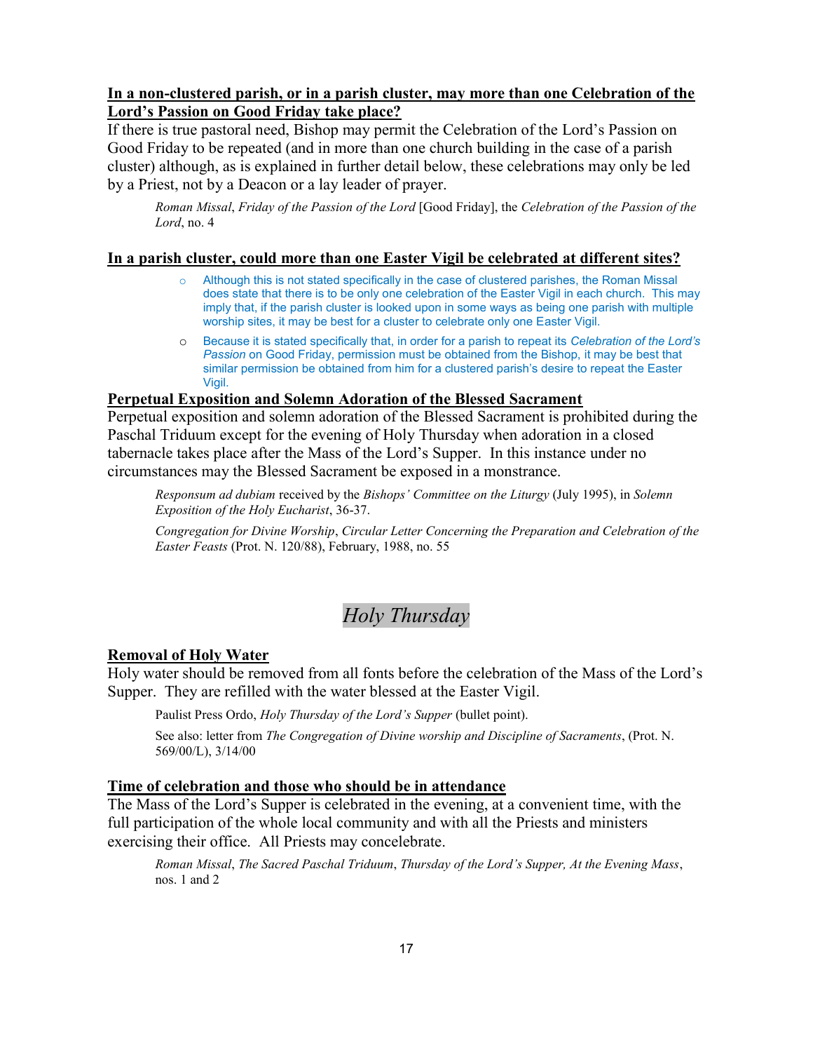**In a non-clustered parish, or in a parish cluster, may more than one Celebration of the Lord's Passion on Good Friday take place?**

If there is true pastoral need, Bishop may permit the Celebration of the Lord's Passion on Good Friday to be repeated (and in more than one church building in the case of a parish cluster) although, as is explained in further detail below, these celebrations may only be led by a Priest, not by a Deacon or a lay leader of prayer.

> *Roman Missal*, *Friday of the Passion of the Lord* [Good Friday], the *Celebration of the Passion of the Lord*, no. 4

**In a parish cluster, could more than one Easter Vigil be celebrated at different sites?**

- Although this is not stated specifically in the case of clustered parishes, the Roman Missal does state that there is to be only one celebration of the Easter Vigil in each church. This may imply that, if the parish cluster is looked upon in some ways as being one parish with multiple worship sites, it may be best for a cluster to celebrate only one Easter Vigil.
- Because it is stated specifically that, in order for a parish to repeat its *Celebration of the Lord's Passion* on Good Friday, permission must be obtained from the Bishop, it may be best that similar permission be obtained from him for a clustered parish's desire to repeat the Easter Vigil.

**Perpetual Exposition and Solemn Adoration of the Blessed Sacrament**

Perpetual exposition and solemn adoration of the Blessed Sacrament is prohibited during the Paschal Triduum except for the evening of Holy Thursday when adoration in a closed tabernacle takes place after the Mass of the Lord's Supper. In this instance under no circumstances may the Blessed Sacrament be exposed in a monstrance.

> *Responsum ad dubiam* received by the *Bishops' Committee on the Liturgy* (July 1995), in *Solemn Exposition of the Holy Eucharist*, 36-37.
>
> *Congregation for Divine Worship*, *Circular Letter Concerning the Preparation and Celebration of the Easter Feasts* (Prot. N. 120/88), February, 1988, no. 55

# *Holy Thursday*

**Removal of Holy Water**

Holy water should be removed from all fonts before the celebration of the Mass of the Lord's Supper. They are refilled with the water blessed at the Easter Vigil.

> Paulist Press Ordo, *Holy Thursday of the Lord's Supper* (bullet point).
>
> See also: letter from *The Congregation of Divine worship and Discipline of Sacraments*, (Prot. N. 569/00/L), 3/14/00

**Time of celebration and those who should be in attendance**

The Mass of the Lord's Supper is celebrated in the evening, at a convenient time, with the full participation of the whole local community and with all the Priests and ministers exercising their office. All Priests may concelebrate.

> *Roman Missal*, *The Sacred Paschal Triduum*, *Thursday of the Lord's Supper, At the Evening Mass*, nos. 1 and 2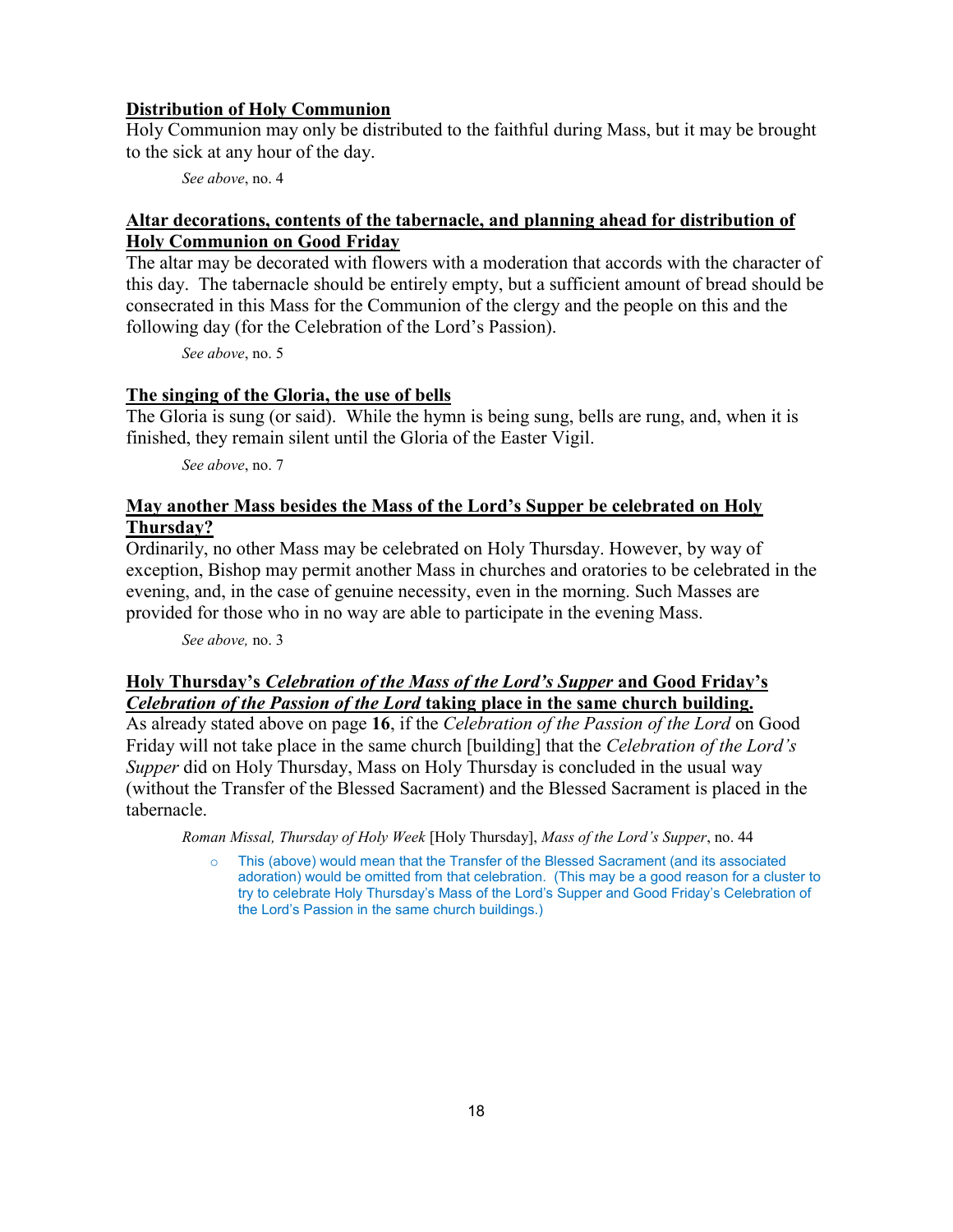**Distribution of Holy Communion**

Holy Communion may only be distributed to the faithful during Mass, but it may be brought to the sick at any hour of the day.

> *See above*, no. 4

**Altar decorations, contents of the tabernacle, and planning ahead for distribution of Holy Communion on Good Friday**

The altar may be decorated with flowers with a moderation that accords with the character of this day. The tabernacle should be entirely empty, but a sufficient amount of bread should be consecrated in this Mass for the Communion of the clergy and the people on this and the following day (for the Celebration of the Lord's Passion).

> *See above*, no. 5

**The singing of the Gloria, the use of bells**

The Gloria is sung (or said). While the hymn is being sung, bells are rung, and, when it is finished, they remain silent until the Gloria of the Easter Vigil.

> *See above*, no. 7

**May another Mass besides the Mass of the Lord's Supper be celebrated on Holy Thursday?**

Ordinarily, no other Mass may be celebrated on Holy Thursday. However, by way of exception, Bishop may permit another Mass in churches and oratories to be celebrated in the evening, and, in the case of genuine necessity, even in the morning. Such Masses are provided for those who in no way are able to participate in the evening Mass.

> *See above,* no. 3

**Holy Thursday's *Celebration of the Mass of the Lord's Supper* and Good Friday's *Celebration of the Passion of the Lord* taking place in the same church building.**

As already stated above on page **16**, if the *Celebration of the Passion of the Lord* on Good Friday will not take place in the same church [building] that the *Celebration of the Lord's Supper* did on Holy Thursday, Mass on Holy Thursday is concluded in the usual way (without the Transfer of the Blessed Sacrament) and the Blessed Sacrament is placed in the tabernacle.

> *Roman Missal, Thursday of Holy Week* [Holy Thursday], *Mass of the Lord's Supper*, no. 44

- This (above) would mean that the Transfer of the Blessed Sacrament (and its associated adoration) would be omitted from that celebration. (This may be a good reason for a cluster to try to celebrate Holy Thursday's Mass of the Lord's Supper and Good Friday's Celebration of the Lord's Passion in the same church buildings.)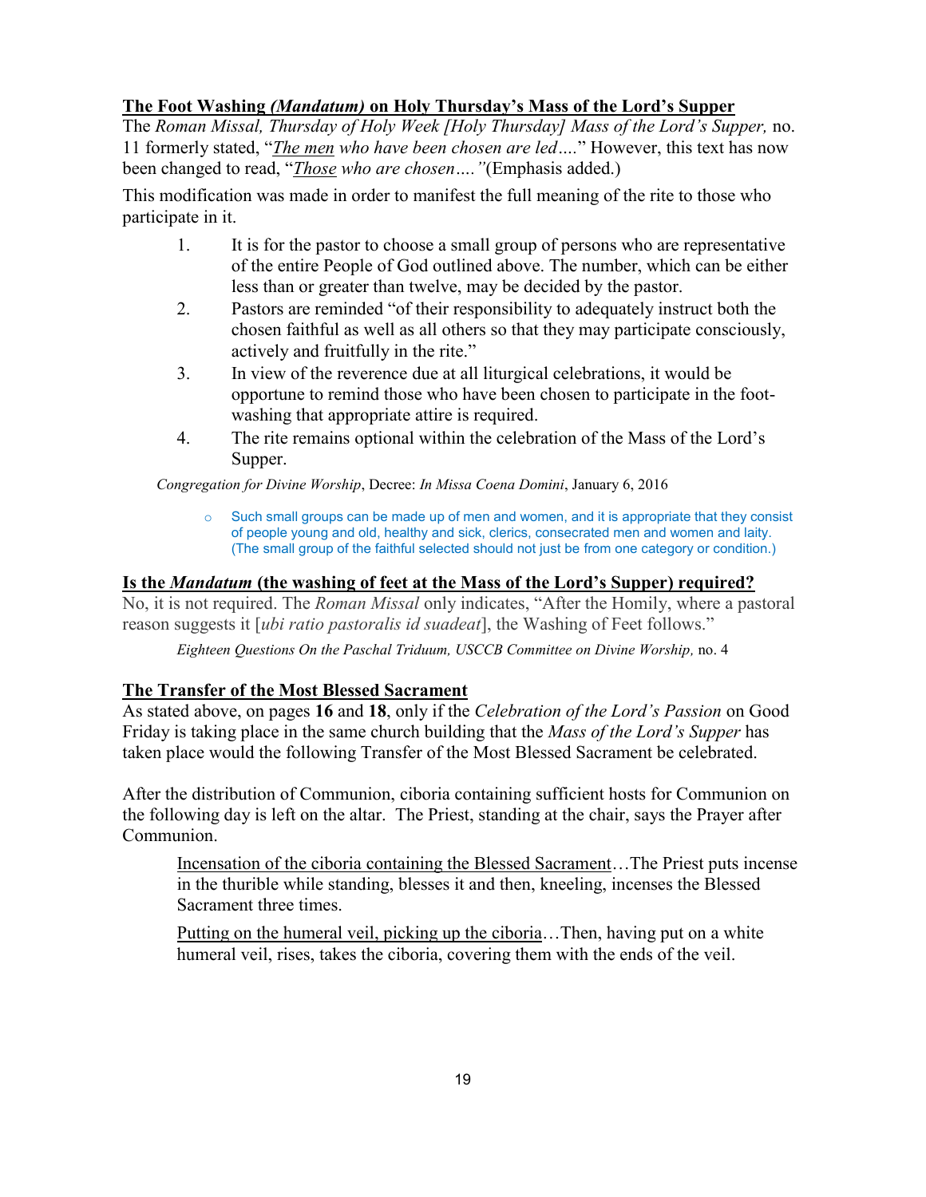## **The Foot Washing *(Mandatum)* on Holy Thursday's Mass of the Lord's Supper**

The *Roman Missal, Thursday of Holy Week [Holy Thursday] Mass of the Lord's Supper,* no. 11 formerly stated, "*The men who have been chosen are led….*" However, this text has now been changed to read, "*Those who are chosen….*"(Emphasis added.)

This modification was made in order to manifest the full meaning of the rite to those who participate in it.

1. It is for the pastor to choose a small group of persons who are representative of the entire People of God outlined above. The number, which can be either less than or greater than twelve, may be decided by the pastor.
2. Pastors are reminded "of their responsibility to adequately instruct both the chosen faithful as well as all others so that they may participate consciously, actively and fruitfully in the rite."
3. In view of the reverence due at all liturgical celebrations, it would be opportune to remind those who have been chosen to participate in the foot-washing that appropriate attire is required.
4. The rite remains optional within the celebration of the Mass of the Lord's Supper.

*Congregation for Divine Worship*, Decree: *In Missa Coena Domini*, January 6, 2016

- Such small groups can be made up of men and women, and it is appropriate that they consist of people young and old, healthy and sick, clerics, consecrated men and women and laity. (The small group of the faithful selected should not just be from one category or condition.)

## **Is the *Mandatum* (the washing of feet at the Mass of the Lord's Supper) required?**

No, it is not required. The *Roman Missal* only indicates, "After the Homily, where a pastoral reason suggests it [*ubi ratio pastoralis id suadeat*], the Washing of Feet follows."

*Eighteen Questions On the Paschal Triduum, USCCB Committee on Divine Worship,* no. 4

## **The Transfer of the Most Blessed Sacrament**

As stated above, on pages **16** and **18**, only if the *Celebration of the Lord's Passion* on Good Friday is taking place in the same church building that the *Mass of the Lord's Supper* has taken place would the following Transfer of the Most Blessed Sacrament be celebrated.

After the distribution of Communion, ciboria containing sufficient hosts for Communion on the following day is left on the altar. The Priest, standing at the chair, says the Prayer after Communion.

Incensation of the ciboria containing the Blessed Sacrament…The Priest puts incense in the thurible while standing, blesses it and then, kneeling, incenses the Blessed Sacrament three times.

Putting on the humeral veil, picking up the ciboria…Then, having put on a white humeral veil, rises, takes the ciboria, covering them with the ends of the veil.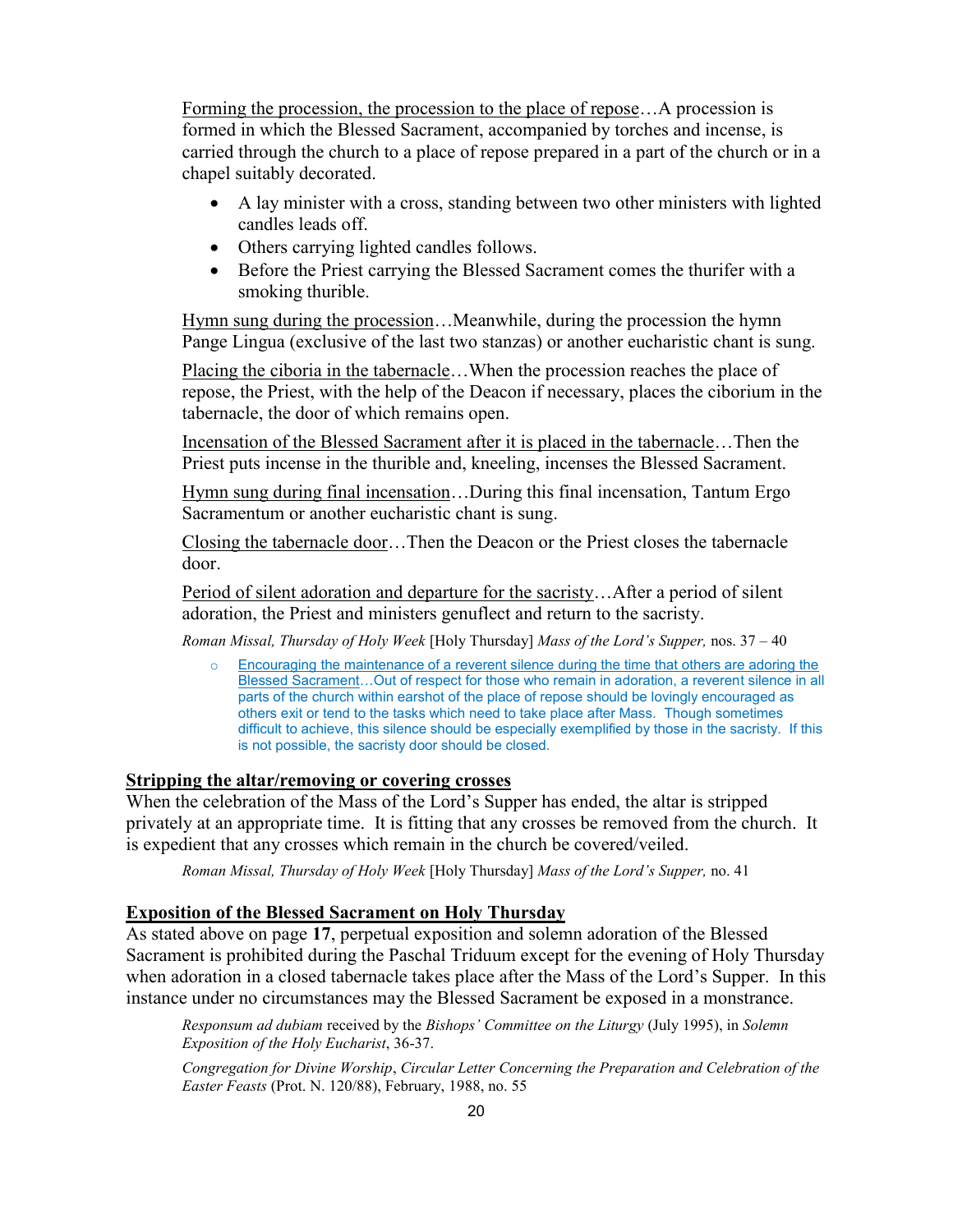Forming the procession, the procession to the place of repose…A procession is formed in which the Blessed Sacrament, accompanied by torches and incense, is carried through the church to a place of repose prepared in a part of the church or in a chapel suitably decorated.

- A lay minister with a cross, standing between two other ministers with lighted candles leads off.
- Others carrying lighted candles follows.
- Before the Priest carrying the Blessed Sacrament comes the thurifer with a smoking thurible.

Hymn sung during the procession…Meanwhile, during the procession the hymn Pange Lingua (exclusive of the last two stanzas) or another eucharistic chant is sung.

Placing the ciboria in the tabernacle…When the procession reaches the place of repose, the Priest, with the help of the Deacon if necessary, places the ciborium in the tabernacle, the door of which remains open.

Incensation of the Blessed Sacrament after it is placed in the tabernacle…Then the Priest puts incense in the thurible and, kneeling, incenses the Blessed Sacrament.

Hymn sung during final incensation…During this final incensation, Tantum Ergo Sacramentum or another eucharistic chant is sung.

Closing the tabernacle door…Then the Deacon or the Priest closes the tabernacle door.

Period of silent adoration and departure for the sacristy…After a period of silent adoration, the Priest and ministers genuflect and return to the sacristy.

*Roman Missal, Thursday of Holy Week* [Holy Thursday] *Mass of the Lord's Supper,* nos. 37 – 40

- Encouraging the maintenance of a reverent silence during the time that others are adoring the Blessed Sacrament…Out of respect for those who remain in adoration, a reverent silence in all parts of the church within earshot of the place of repose should be lovingly encouraged as others exit or tend to the tasks which need to take place after Mass. Though sometimes difficult to achieve, this silence should be especially exemplified by those in the sacristy. If this is not possible, the sacristy door should be closed.

**Stripping the altar/removing or covering crosses**

When the celebration of the Mass of the Lord's Supper has ended, the altar is stripped privately at an appropriate time. It is fitting that any crosses be removed from the church. It is expedient that any crosses which remain in the church be covered/veiled.

*Roman Missal, Thursday of Holy Week* [Holy Thursday] *Mass of the Lord's Supper,* no. 41

**Exposition of the Blessed Sacrament on Holy Thursday**

As stated above on page **17**, perpetual exposition and solemn adoration of the Blessed Sacrament is prohibited during the Paschal Triduum except for the evening of Holy Thursday when adoration in a closed tabernacle takes place after the Mass of the Lord's Supper. In this instance under no circumstances may the Blessed Sacrament be exposed in a monstrance.

*Responsum ad dubiam* received by the *Bishops' Committee on the Liturgy* (July 1995), in *Solemn Exposition of the Holy Eucharist*, 36-37.

*Congregation for Divine Worship*, *Circular Letter Concerning the Preparation and Celebration of the Easter Feasts* (Prot. N. 120/88), February, 1988, no. 55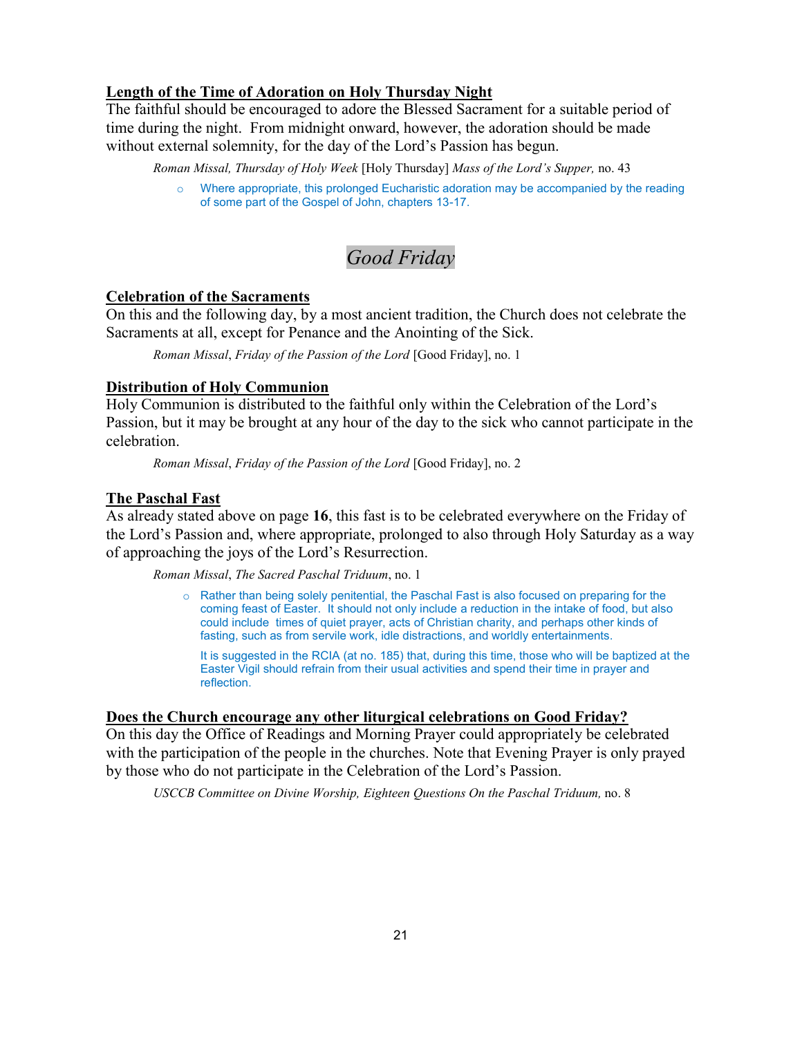**Length of the Time of Adoration on Holy Thursday Night**

The faithful should be encouraged to adore the Blessed Sacrament for a suitable period of time during the night. From midnight onward, however, the adoration should be made without external solemnity, for the day of the Lord's Passion has begun.

*Roman Missal, Thursday of Holy Week* [Holy Thursday] *Mass of the Lord's Supper,* no. 43

- Where appropriate, this prolonged Eucharistic adoration may be accompanied by the reading of some part of the Gospel of John, chapters 13-17.

# *Good Friday*

**Celebration of the Sacraments**

On this and the following day, by a most ancient tradition, the Church does not celebrate the Sacraments at all, except for Penance and the Anointing of the Sick.

*Roman Missal*, *Friday of the Passion of the Lord* [Good Friday], no. 1

**Distribution of Holy Communion**

Holy Communion is distributed to the faithful only within the Celebration of the Lord's Passion, but it may be brought at any hour of the day to the sick who cannot participate in the celebration.

*Roman Missal*, *Friday of the Passion of the Lord* [Good Friday], no. 2

**The Paschal Fast**

As already stated above on page **16**, this fast is to be celebrated everywhere on the Friday of the Lord's Passion and, where appropriate, prolonged to also through Holy Saturday as a way of approaching the joys of the Lord's Resurrection.

*Roman Missal*, *The Sacred Paschal Triduum*, no. 1

- Rather than being solely penitential, the Paschal Fast is also focused on preparing for the coming feast of Easter. It should not only include a reduction in the intake of food, but also could include times of quiet prayer, acts of Christian charity, and perhaps other kinds of fasting, such as from servile work, idle distractions, and worldly entertainments.

  It is suggested in the RCIA (at no. 185) that, during this time, those who will be baptized at the Easter Vigil should refrain from their usual activities and spend their time in prayer and reflection.

**Does the Church encourage any other liturgical celebrations on Good Friday?**

On this day the Office of Readings and Morning Prayer could appropriately be celebrated with the participation of the people in the churches. Note that Evening Prayer is only prayed by those who do not participate in the Celebration of the Lord's Passion.

*USCCB Committee on Divine Worship, Eighteen Questions On the Paschal Triduum,* no. 8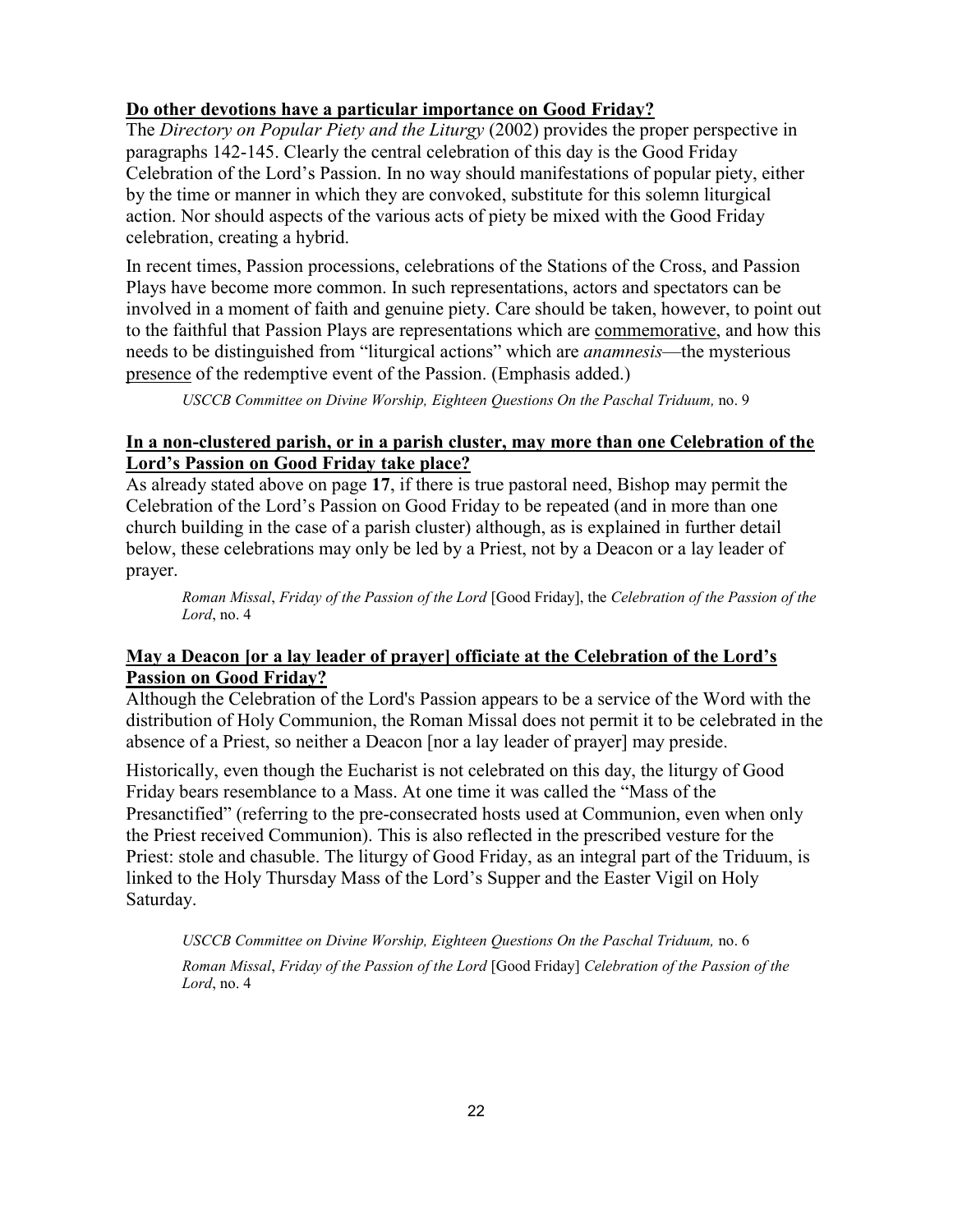**Do other devotions have a particular importance on Good Friday?**

The *Directory on Popular Piety and the Liturgy* (2002) provides the proper perspective in paragraphs 142-145. Clearly the central celebration of this day is the Good Friday Celebration of the Lord's Passion. In no way should manifestations of popular piety, either by the time or manner in which they are convoked, substitute for this solemn liturgical action. Nor should aspects of the various acts of piety be mixed with the Good Friday celebration, creating a hybrid.

In recent times, Passion processions, celebrations of the Stations of the Cross, and Passion Plays have become more common. In such representations, actors and spectators can be involved in a moment of faith and genuine piety. Care should be taken, however, to point out to the faithful that Passion Plays are representations which are commemorative, and how this needs to be distinguished from "liturgical actions" which are *anamnesis*—the mysterious presence of the redemptive event of the Passion. (Emphasis added.)

> *USCCB Committee on Divine Worship, Eighteen Questions On the Paschal Triduum,* no. 9

**In a non-clustered parish, or in a parish cluster, may more than one Celebration of the Lord's Passion on Good Friday take place?**

As already stated above on page **17**, if there is true pastoral need, Bishop may permit the Celebration of the Lord's Passion on Good Friday to be repeated (and in more than one church building in the case of a parish cluster) although, as is explained in further detail below, these celebrations may only be led by a Priest, not by a Deacon or a lay leader of prayer.

> *Roman Missal*, *Friday of the Passion of the Lord* [Good Friday], the *Celebration of the Passion of the Lord*, no. 4

**May a Deacon [or a lay leader of prayer] officiate at the Celebration of the Lord's Passion on Good Friday?**

Although the Celebration of the Lord's Passion appears to be a service of the Word with the distribution of Holy Communion, the Roman Missal does not permit it to be celebrated in the absence of a Priest, so neither a Deacon [nor a lay leader of prayer] may preside.

Historically, even though the Eucharist is not celebrated on this day, the liturgy of Good Friday bears resemblance to a Mass. At one time it was called the "Mass of the Presanctified" (referring to the pre-consecrated hosts used at Communion, even when only the Priest received Communion). This is also reflected in the prescribed vesture for the Priest: stole and chasuble. The liturgy of Good Friday, as an integral part of the Triduum, is linked to the Holy Thursday Mass of the Lord's Supper and the Easter Vigil on Holy Saturday.

> *USCCB Committee on Divine Worship, Eighteen Questions On the Paschal Triduum,* no. 6
>
> *Roman Missal*, *Friday of the Passion of the Lord* [Good Friday] *Celebration of the Passion of the Lord*, no. 4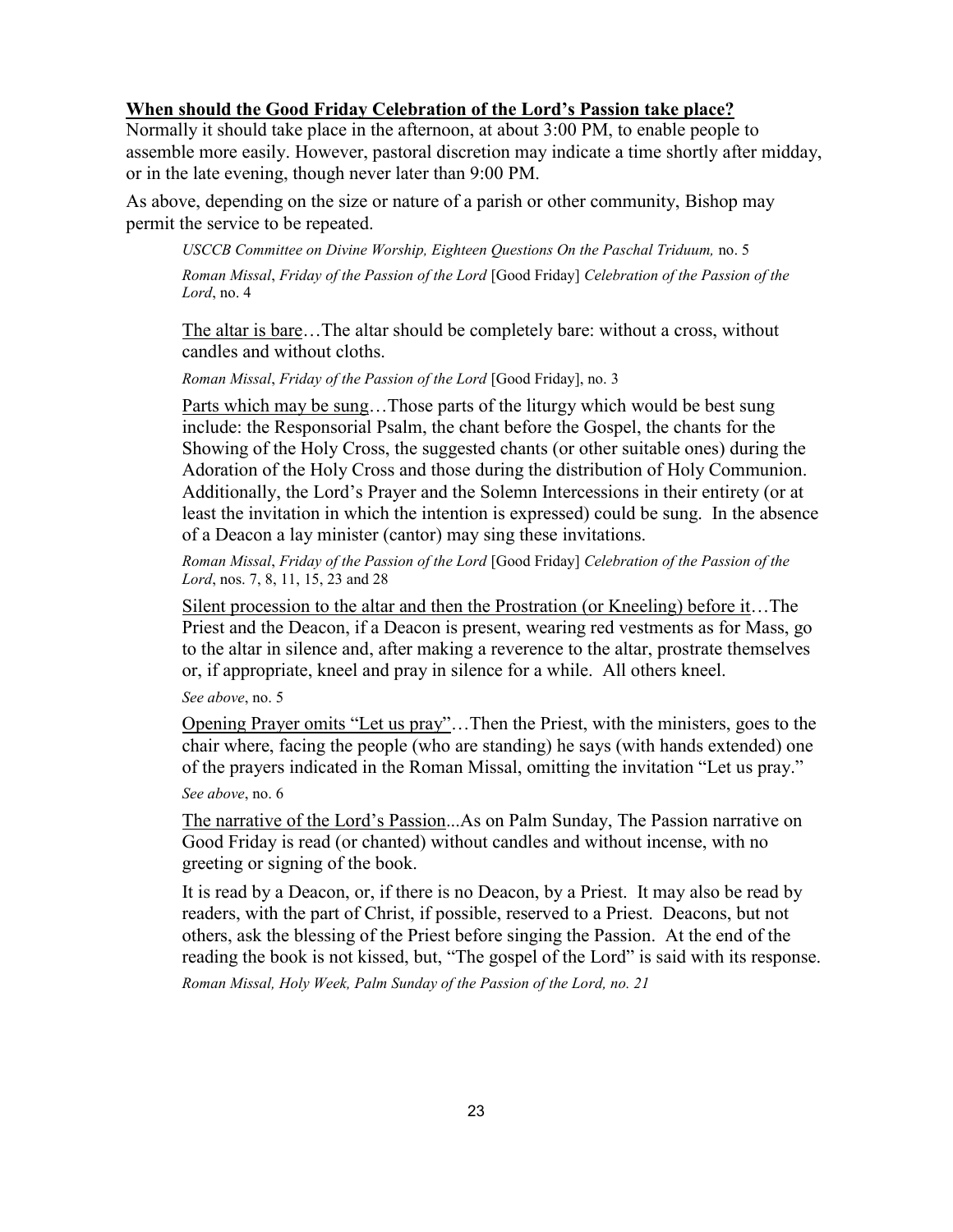**<u>When should the Good Friday Celebration of the Lord's Passion take place?</u>**

Normally it should take place in the afternoon, at about 3:00 PM, to enable people to assemble more easily. However, pastoral discretion may indicate a time shortly after midday, or in the late evening, though never later than 9:00 PM.

As above, depending on the size or nature of a parish or other community, Bishop may permit the service to be repeated.

> *USCCB Committee on Divine Worship, Eighteen Questions On the Paschal Triduum,* no. 5
>
> *Roman Missal*, *Friday of the Passion of the Lord* [Good Friday] *Celebration of the Passion of the Lord*, no. 4
>
> <u>The altar is bare</u>…The altar should be completely bare: without a cross, without candles and without cloths.
>
> *Roman Missal*, *Friday of the Passion of the Lord* [Good Friday], no. 3
>
> <u>Parts which may be sung</u>…Those parts of the liturgy which would be best sung include: the Responsorial Psalm, the chant before the Gospel, the chants for the Showing of the Holy Cross, the suggested chants (or other suitable ones) during the Adoration of the Holy Cross and those during the distribution of Holy Communion. Additionally, the Lord's Prayer and the Solemn Intercessions in their entirety (or at least the invitation in which the intention is expressed) could be sung. In the absence of a Deacon a lay minister (cantor) may sing these invitations.
>
> *Roman Missal*, *Friday of the Passion of the Lord* [Good Friday] *Celebration of the Passion of the Lord*, nos. 7, 8, 11, 15, 23 and 28
>
> <u>Silent procession to the altar and then the Prostration (or Kneeling) before it</u>…The Priest and the Deacon, if a Deacon is present, wearing red vestments as for Mass, go to the altar in silence and, after making a reverence to the altar, prostrate themselves or, if appropriate, kneel and pray in silence for a while. All others kneel.
>
> *See above*, no. 5
>
> <u>Opening Prayer omits "Let us pray"</u>…Then the Priest, with the ministers, goes to the chair where, facing the people (who are standing) he says (with hands extended) one of the prayers indicated in the Roman Missal, omitting the invitation "Let us pray."
>
> *See above*, no. 6
>
> <u>The narrative of the Lord's Passion</u>...As on Palm Sunday, The Passion narrative on Good Friday is read (or chanted) without candles and without incense, with no greeting or signing of the book.
>
> It is read by a Deacon, or, if there is no Deacon, by a Priest. It may also be read by readers, with the part of Christ, if possible, reserved to a Priest. Deacons, but not others, ask the blessing of the Priest before singing the Passion. At the end of the reading the book is not kissed, but, "The gospel of the Lord" is said with its response.
>
> *Roman Missal, Holy Week, Palm Sunday of the Passion of the Lord, no. 21*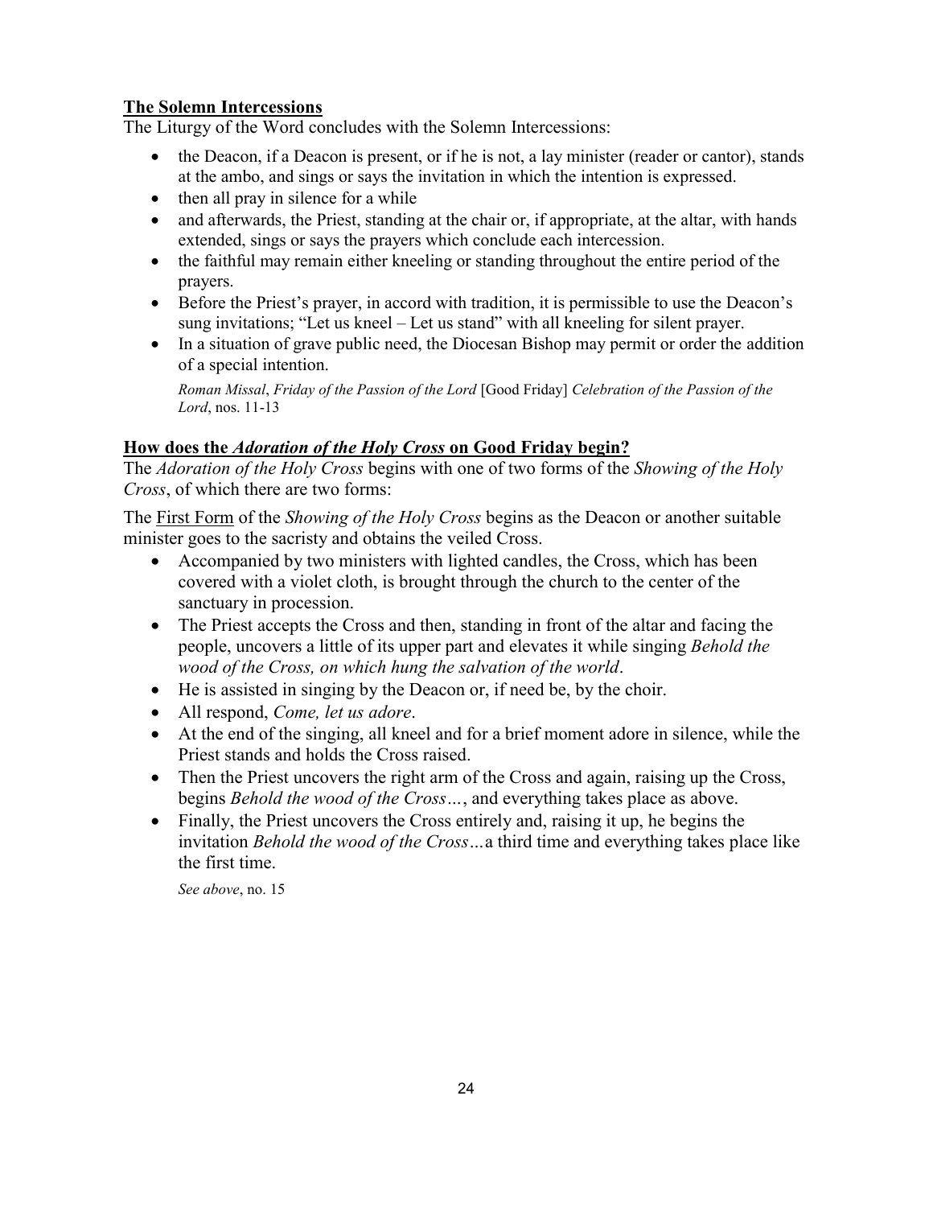**The Solemn Intercessions**

The Liturgy of the Word concludes with the Solemn Intercessions:

- the Deacon, if a Deacon is present, or if he is not, a lay minister (reader or cantor), stands at the ambo, and sings or says the invitation in which the intention is expressed.
- then all pray in silence for a while
- and afterwards, the Priest, standing at the chair or, if appropriate, at the altar, with hands extended, sings or says the prayers which conclude each intercession.
- the faithful may remain either kneeling or standing throughout the entire period of the prayers.
- Before the Priest's prayer, in accord with tradition, it is permissible to use the Deacon's sung invitations; "Let us kneel – Let us stand" with all kneeling for silent prayer.
- In a situation of grave public need, the Diocesan Bishop may permit or order the addition of a special intention.

  *Roman Missal*, *Friday of the Passion of the Lord* [Good Friday] *Celebration of the Passion of the Lord*, nos. 11-13

**How does the *Adoration of the Holy Cross* on Good Friday begin?**

The *Adoration of the Holy Cross* begins with one of two forms of the *Showing of the Holy Cross*, of which there are two forms:

The First Form of the *Showing of the Holy Cross* begins as the Deacon or another suitable minister goes to the sacristy and obtains the veiled Cross.

- Accompanied by two ministers with lighted candles, the Cross, which has been covered with a violet cloth, is brought through the church to the center of the sanctuary in procession.
- The Priest accepts the Cross and then, standing in front of the altar and facing the people, uncovers a little of its upper part and elevates it while singing *Behold the wood of the Cross, on which hung the salvation of the world*.
- He is assisted in singing by the Deacon or, if need be, by the choir.
- All respond, *Come, let us adore*.
- At the end of the singing, all kneel and for a brief moment adore in silence, while the Priest stands and holds the Cross raised.
- Then the Priest uncovers the right arm of the Cross and again, raising up the Cross, begins *Behold the wood of the Cross…*, and everything takes place as above.
- Finally, the Priest uncovers the Cross entirely and, raising it up, he begins the invitation *Behold the wood of the Cross…*a third time and everything takes place like the first time.

  *See above*, no. 15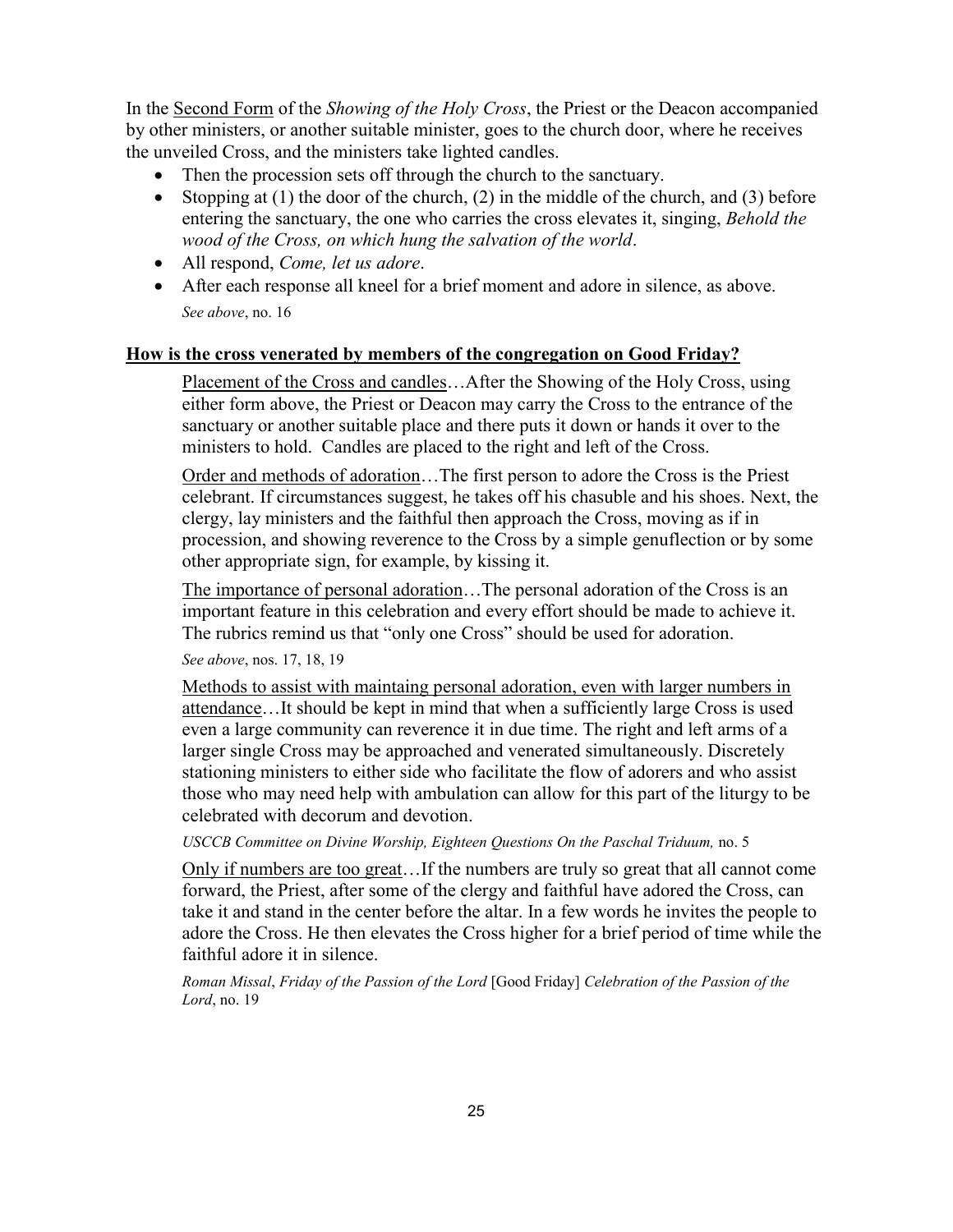In the <u>Second Form</u> of the *Showing of the Holy Cross*, the Priest or the Deacon accompanied by other ministers, or another suitable minister, goes to the church door, where he receives the unveiled Cross, and the ministers take lighted candles.

- Then the procession sets off through the church to the sanctuary.
- Stopping at (1) the door of the church, (2) in the middle of the church, and (3) before entering the sanctuary, the one who carries the cross elevates it, singing, *Behold the wood of the Cross, on which hung the salvation of the world*.
- All respond, *Come, let us adore*.
- After each response all kneel for a brief moment and adore in silence, as above.

*See above*, no. 16

## How is the cross venerated by members of the congregation on Good Friday?

<u>Placement of the Cross and candles</u>…After the Showing of the Holy Cross, using either form above, the Priest or Deacon may carry the Cross to the entrance of the sanctuary or another suitable place and there puts it down or hands it over to the ministers to hold. Candles are placed to the right and left of the Cross.

<u>Order and methods of adoration</u>…The first person to adore the Cross is the Priest celebrant. If circumstances suggest, he takes off his chasuble and his shoes. Next, the clergy, lay ministers and the faithful then approach the Cross, moving as if in procession, and showing reverence to the Cross by a simple genuflection or by some other appropriate sign, for example, by kissing it.

<u>The importance of personal adoration</u>…The personal adoration of the Cross is an important feature in this celebration and every effort should be made to achieve it. The rubrics remind us that "only one Cross" should be used for adoration.

*See above*, nos. 17, 18, 19

<u>Methods to assist with maintaining personal adoration, even with larger numbers in attendance</u>…It should be kept in mind that when a sufficiently large Cross is used even a large community can reverence it in due time. The right and left arms of a larger single Cross may be approached and venerated simultaneously. Discretely stationing ministers to either side who facilitate the flow of adorers and who assist those who may need help with ambulation can allow for this part of the liturgy to be celebrated with decorum and devotion.

*USCCB Committee on Divine Worship, Eighteen Questions On the Paschal Triduum,* no. 5

<u>Only if numbers are too great</u>…If the numbers are truly so great that all cannot come forward, the Priest, after some of the clergy and faithful have adored the Cross, can take it and stand in the center before the altar. In a few words he invites the people to adore the Cross. He then elevates the Cross higher for a brief period of time while the faithful adore it in silence.

*Roman Missal*, *Friday of the Passion of the Lord* [Good Friday] *Celebration of the Passion of the Lord*, no. 19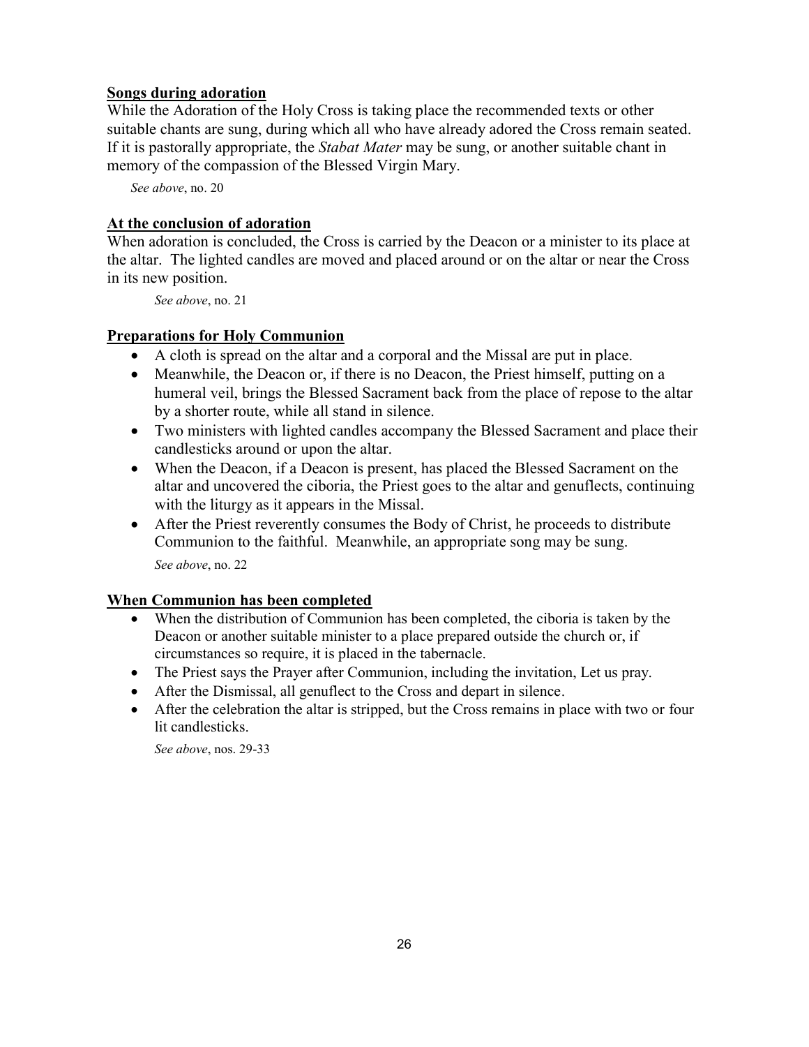**Songs during adoration**

While the Adoration of the Holy Cross is taking place the recommended texts or other suitable chants are sung, during which all who have already adored the Cross remain seated. If it is pastorally appropriate, the *Stabat Mater* may be sung, or another suitable chant in memory of the compassion of the Blessed Virgin Mary.

*See above*, no. 20

**At the conclusion of adoration**

When adoration is concluded, the Cross is carried by the Deacon or a minister to its place at the altar. The lighted candles are moved and placed around or on the altar or near the Cross in its new position.

*See above*, no. 21

**Preparations for Holy Communion**

- A cloth is spread on the altar and a corporal and the Missal are put in place.
- Meanwhile, the Deacon or, if there is no Deacon, the Priest himself, putting on a humeral veil, brings the Blessed Sacrament back from the place of repose to the altar by a shorter route, while all stand in silence.
- Two ministers with lighted candles accompany the Blessed Sacrament and place their candlesticks around or upon the altar.
- When the Deacon, if a Deacon is present, has placed the Blessed Sacrament on the altar and uncovered the ciboria, the Priest goes to the altar and genuflects, continuing with the liturgy as it appears in the Missal.
- After the Priest reverently consumes the Body of Christ, he proceeds to distribute Communion to the faithful. Meanwhile, an appropriate song may be sung.

*See above*, no. 22

**When Communion has been completed**

- When the distribution of Communion has been completed, the ciboria is taken by the Deacon or another suitable minister to a place prepared outside the church or, if circumstances so require, it is placed in the tabernacle.
- The Priest says the Prayer after Communion, including the invitation, Let us pray.
- After the Dismissal, all genuflect to the Cross and depart in silence.
- After the celebration the altar is stripped, but the Cross remains in place with two or four lit candlesticks.

*See above*, nos. 29-33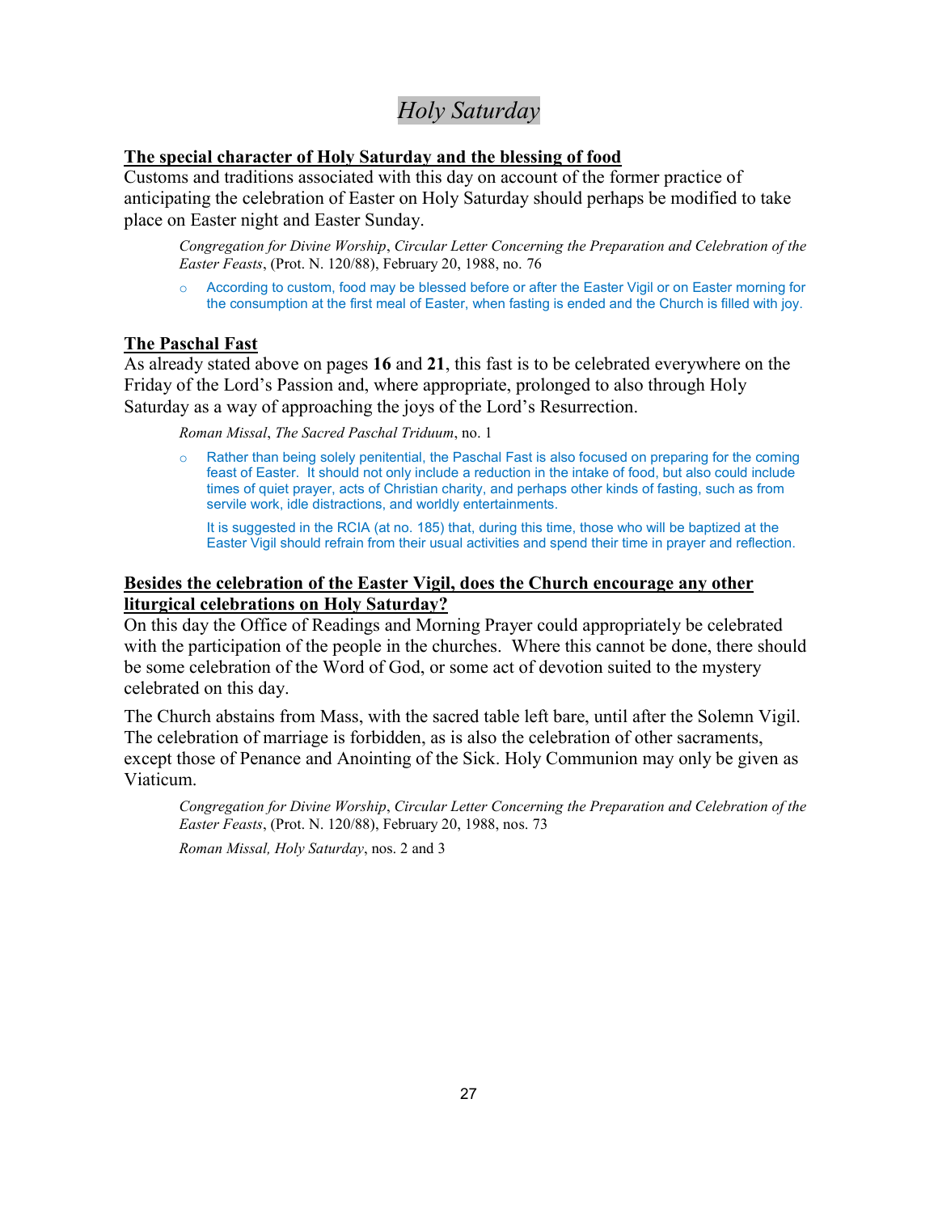# *Holy Saturday*

## The special character of Holy Saturday and the blessing of food

Customs and traditions associated with this day on account of the former practice of anticipating the celebration of Easter on Holy Saturday should perhaps be modified to take place on Easter night and Easter Sunday.

> *Congregation for Divine Worship*, *Circular Letter Concerning the Preparation and Celebration of the Easter Feasts*, (Prot. N. 120/88), February 20, 1988, no. 76
>
> - According to custom, food may be blessed before or after the Easter Vigil or on Easter morning for the consumption at the first meal of Easter, when fasting is ended and the Church is filled with joy.

## The Paschal Fast

As already stated above on pages **16** and **21**, this fast is to be celebrated everywhere on the Friday of the Lord's Passion and, where appropriate, prolonged to also through Holy Saturday as a way of approaching the joys of the Lord's Resurrection.

> *Roman Missal*, *The Sacred Paschal Triduum*, no. 1
>
> - Rather than being solely penitential, the Paschal Fast is also focused on preparing for the coming feast of Easter. It should not only include a reduction in the intake of food, but also could include times of quiet prayer, acts of Christian charity, and perhaps other kinds of fasting, such as from servile work, idle distractions, and worldly entertainments.
>
>   It is suggested in the RCIA (at no. 185) that, during this time, those who will be baptized at the Easter Vigil should refrain from their usual activities and spend their time in prayer and reflection.

## Besides the celebration of the Easter Vigil, does the Church encourage any other liturgical celebrations on Holy Saturday?

On this day the Office of Readings and Morning Prayer could appropriately be celebrated with the participation of the people in the churches. Where this cannot be done, there should be some celebration of the Word of God, or some act of devotion suited to the mystery celebrated on this day.

The Church abstains from Mass, with the sacred table left bare, until after the Solemn Vigil. The celebration of marriage is forbidden, as is also the celebration of other sacraments, except those of Penance and Anointing of the Sick. Holy Communion may only be given as Viaticum.

> *Congregation for Divine Worship*, *Circular Letter Concerning the Preparation and Celebration of the Easter Feasts*, (Prot. N. 120/88), February 20, 1988, nos. 73
>
> *Roman Missal, Holy Saturday*, nos. 2 and 3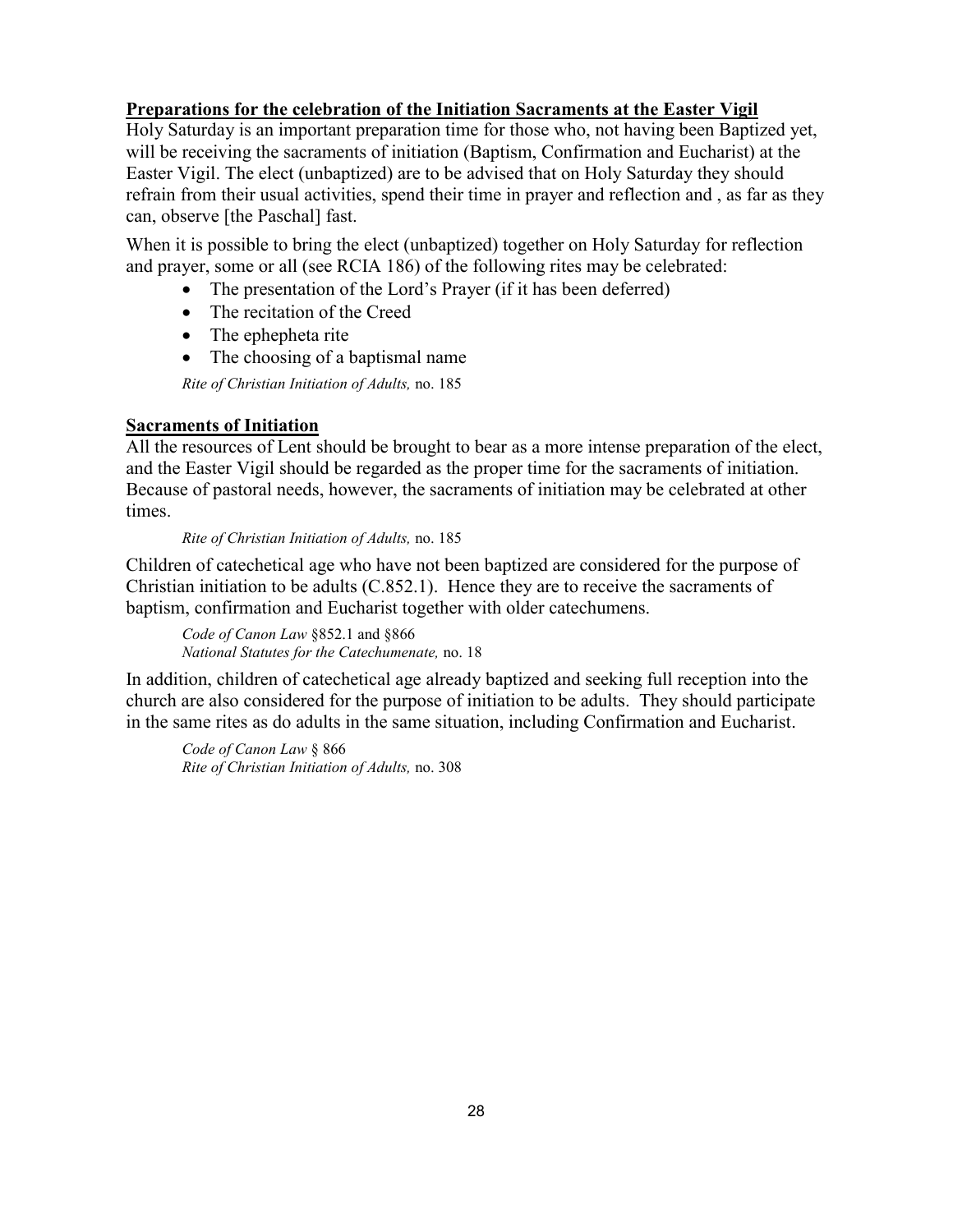**Preparations for the celebration of the Initiation Sacraments at the Easter Vigil**

Holy Saturday is an important preparation time for those who, not having been Baptized yet, will be receiving the sacraments of initiation (Baptism, Confirmation and Eucharist) at the Easter Vigil. The elect (unbaptized) are to be advised that on Holy Saturday they should refrain from their usual activities, spend their time in prayer and reflection and , as far as they can, observe [the Paschal] fast.

When it is possible to bring the elect (unbaptized) together on Holy Saturday for reflection and prayer, some or all (see RCIA 186) of the following rites may be celebrated:

- The presentation of the Lord's Prayer (if it has been deferred)
- The recitation of the Creed
- The ephepheta rite
- The choosing of a baptismal name

*Rite of Christian Initiation of Adults,* no. 185

**Sacraments of Initiation**

All the resources of Lent should be brought to bear as a more intense preparation of the elect, and the Easter Vigil should be regarded as the proper time for the sacraments of initiation. Because of pastoral needs, however, the sacraments of initiation may be celebrated at other times.

*Rite of Christian Initiation of Adults,* no. 185

Children of catechetical age who have not been baptized are considered for the purpose of Christian initiation to be adults (C.852.1). Hence they are to receive the sacraments of baptism, confirmation and Eucharist together with older catechumens.

*Code of Canon Law* §852.1 and §866
*National Statutes for the Catechumenate,* no. 18

In addition, children of catechetical age already baptized and seeking full reception into the church are also considered for the purpose of initiation to be adults. They should participate in the same rites as do adults in the same situation, including Confirmation and Eucharist.

*Code of Canon Law* § 866
*Rite of Christian Initiation of Adults,* no. 308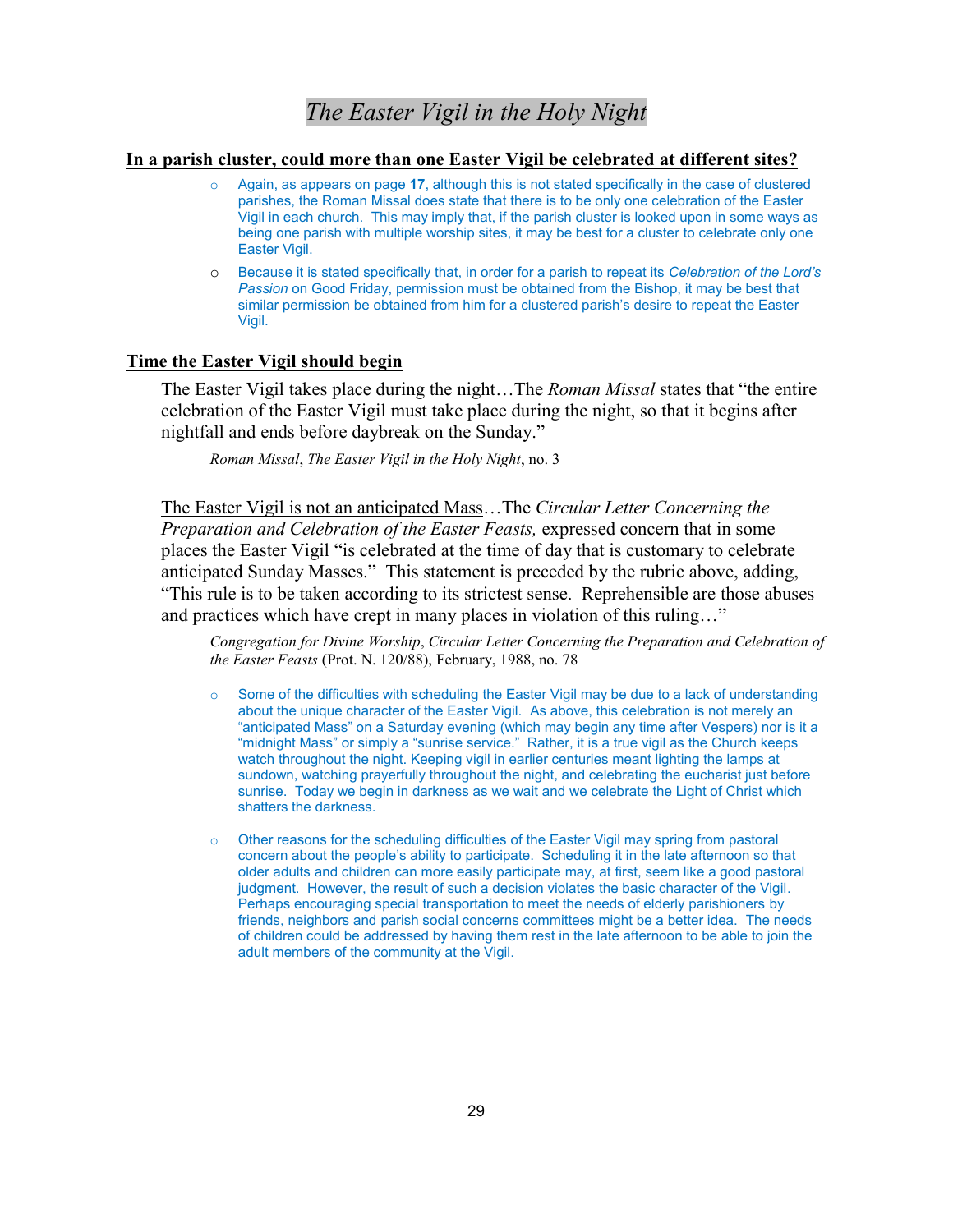# *The Easter Vigil in the Holy Night*

## In a parish cluster, could more than one Easter Vigil be celebrated at different sites?

- Again, as appears on page **17**, although this is not stated specifically in the case of clustered parishes, the Roman Missal does state that there is to be only one celebration of the Easter Vigil in each church. This may imply that, if the parish cluster is looked upon in some ways as being one parish with multiple worship sites, it may be best for a cluster to celebrate only one Easter Vigil.
- Because it is stated specifically that, in order for a parish to repeat its *Celebration of the Lord's Passion* on Good Friday, permission must be obtained from the Bishop, it may be best that similar permission be obtained from him for a clustered parish's desire to repeat the Easter Vigil.

## Time the Easter Vigil should begin

The Easter Vigil takes place during the night…The *Roman Missal* states that "the entire celebration of the Easter Vigil must take place during the night, so that it begins after nightfall and ends before daybreak on the Sunday."

*Roman Missal*, *The Easter Vigil in the Holy Night*, no. 3

The Easter Vigil is not an anticipated Mass…The *Circular Letter Concerning the Preparation and Celebration of the Easter Feasts,* expressed concern that in some places the Easter Vigil "is celebrated at the time of day that is customary to celebrate anticipated Sunday Masses." This statement is preceded by the rubric above, adding, "This rule is to be taken according to its strictest sense. Reprehensible are those abuses and practices which have crept in many places in violation of this ruling…"

*Congregation for Divine Worship*, *Circular Letter Concerning the Preparation and Celebration of the Easter Feasts* (Prot. N. 120/88), February, 1988, no. 78

- Some of the difficulties with scheduling the Easter Vigil may be due to a lack of understanding about the unique character of the Easter Vigil. As above, this celebration is not merely an "anticipated Mass" on a Saturday evening (which may begin any time after Vespers) nor is it a "midnight Mass" or simply a "sunrise service." Rather, it is a true vigil as the Church keeps watch throughout the night. Keeping vigil in earlier centuries meant lighting the lamps at sundown, watching prayerfully throughout the night, and celebrating the eucharist just before sunrise. Today we begin in darkness as we wait and we celebrate the Light of Christ which shatters the darkness.

- Other reasons for the scheduling difficulties of the Easter Vigil may spring from pastoral concern about the people's ability to participate. Scheduling it in the late afternoon so that older adults and children can more easily participate may, at first, seem like a good pastoral judgment. However, the result of such a decision violates the basic character of the Vigil. Perhaps encouraging special transportation to meet the needs of elderly parishioners by friends, neighbors and parish social concerns committees might be a better idea. The needs of children could be addressed by having them rest in the late afternoon to be able to join the adult members of the community at the Vigil.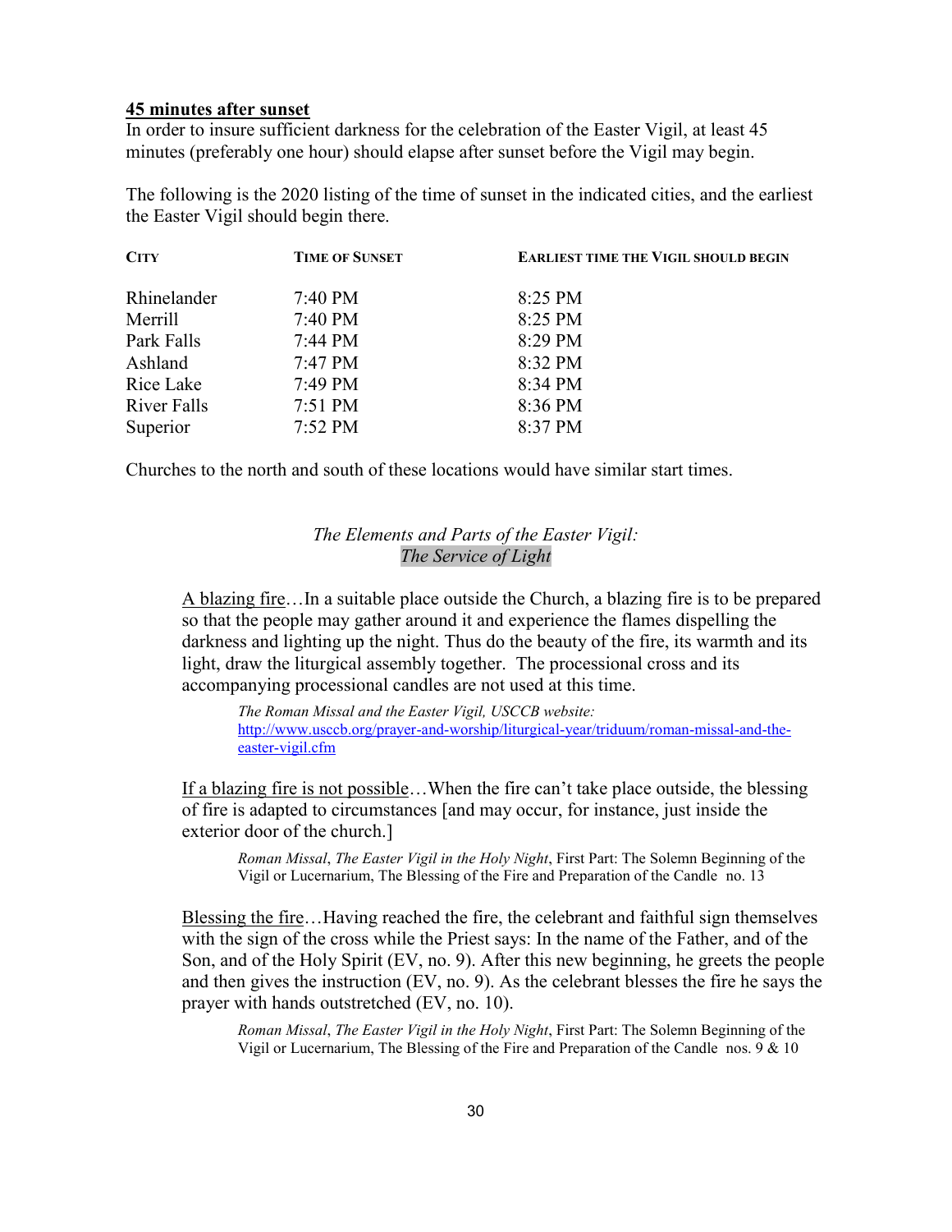**45 minutes after sunset**

In order to insure sufficient darkness for the celebration of the Easter Vigil, at least 45 minutes (preferably one hour) should elapse after sunset before the Vigil may begin.

The following is the 2020 listing of the time of sunset in the indicated cities, and the earliest the Easter Vigil should begin there.

| City | Time of Sunset | Earliest time the Vigil should begin |
| --- | --- | --- |
| Rhinelander | 7:40 PM | 8:25 PM |
| Merrill | 7:40 PM | 8:25 PM |
| Park Falls | 7:44 PM | 8:29 PM |
| Ashland | 7:47 PM | 8:32 PM |
| Rice Lake | 7:49 PM | 8:34 PM |
| River Falls | 7:51 PM | 8:36 PM |
| Superior | 7:52 PM | 8:37 PM |

Churches to the north and south of these locations would have similar start times.

*The Elements and Parts of the Easter Vigil:*
*The Service of Light*

A blazing fire…In a suitable place outside the Church, a blazing fire is to be prepared so that the people may gather around it and experience the flames dispelling the darkness and lighting up the night. Thus do the beauty of the fire, its warmth and its light, draw the liturgical assembly together. The processional cross and its accompanying processional candles are not used at this time.

> *The Roman Missal and the Easter Vigil, USCCB website:*
> http://www.usccb.org/prayer-and-worship/liturgical-year/triduum/roman-missal-and-the-easter-vigil.cfm

If a blazing fire is not possible…When the fire can't take place outside, the blessing of fire is adapted to circumstances [and may occur, for instance, just inside the exterior door of the church.]

> *Roman Missal*, *The Easter Vigil in the Holy Night*, First Part: The Solemn Beginning of the Vigil or Lucernarium, The Blessing of the Fire and Preparation of the Candle no. 13

Blessing the fire…Having reached the fire, the celebrant and faithful sign themselves with the sign of the cross while the Priest says: In the name of the Father, and of the Son, and of the Holy Spirit (EV, no. 9). After this new beginning, he greets the people and then gives the instruction (EV, no. 9). As the celebrant blesses the fire he says the prayer with hands outstretched (EV, no. 10).

> *Roman Missal*, *The Easter Vigil in the Holy Night*, First Part: The Solemn Beginning of the Vigil or Lucernarium, The Blessing of the Fire and Preparation of the Candle nos. 9 & 10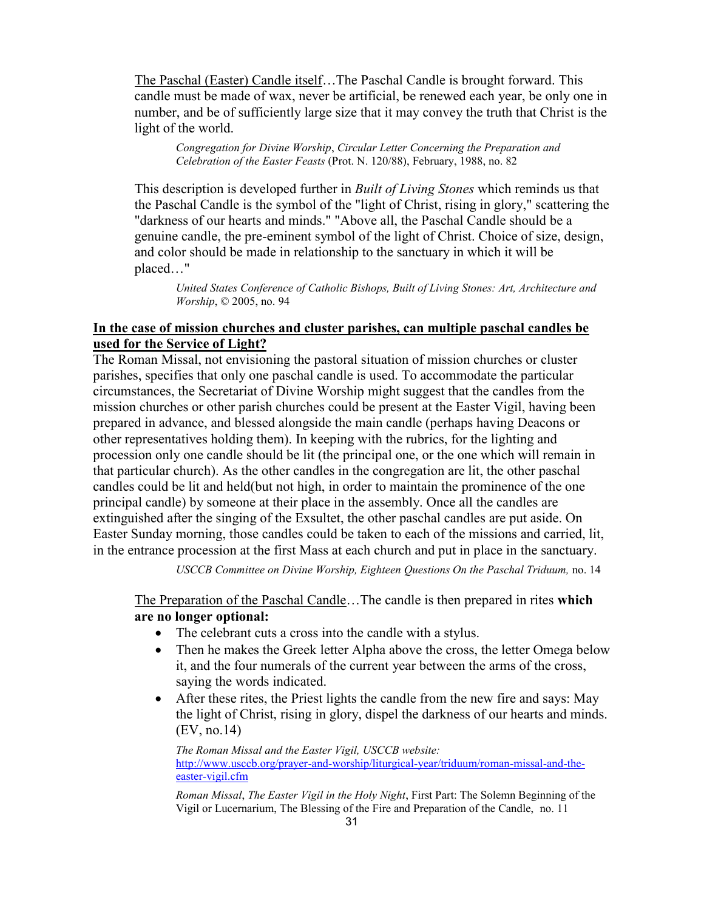<u>The Paschal (Easter) Candle itself</u>…The Paschal Candle is brought forward. This candle must be made of wax, never be artificial, be renewed each year, be only one in number, and be of sufficiently large size that it may convey the truth that Christ is the light of the world.

> *Congregation for Divine Worship*, *Circular Letter Concerning the Preparation and Celebration of the Easter Feasts* (Prot. N. 120/88), February, 1988, no. 82

This description is developed further in *Built of Living Stones* which reminds us that the Paschal Candle is the symbol of the "light of Christ, rising in glory," scattering the "darkness of our hearts and minds." "Above all, the Paschal Candle should be a genuine candle, the pre-eminent symbol of the light of Christ. Choice of size, design, and color should be made in relationship to the sanctuary in which it will be placed…"

> *United States Conference of Catholic Bishops, Built of Living Stones: Art, Architecture and Worship*, © 2005, no. 94

**<u>In the case of mission churches and cluster parishes, can multiple paschal candles be used for the Service of Light?</u>**

The Roman Missal, not envisioning the pastoral situation of mission churches or cluster parishes, specifies that only one paschal candle is used. To accommodate the particular circumstances, the Secretariat of Divine Worship might suggest that the candles from the mission churches or other parish churches could be present at the Easter Vigil, having been prepared in advance, and blessed alongside the main candle (perhaps having Deacons or other representatives holding them). In keeping with the rubrics, for the lighting and procession only one candle should be lit (the principal one, or the one which will remain in that particular church). As the other candles in the congregation are lit, the other paschal candles could be lit and held(but not high, in order to maintain the prominence of the one principal candle) by someone at their place in the assembly. Once all the candles are extinguished after the singing of the Exsultet, the other paschal candles are put aside. On Easter Sunday morning, those candles could be taken to each of the missions and carried, lit, in the entrance procession at the first Mass at each church and put in place in the sanctuary.

> *USCCB Committee on Divine Worship, Eighteen Questions On the Paschal Triduum,* no. 14

<u>The Preparation of the Paschal Candle</u>…The candle is then prepared in rites **which are no longer optional:**

- The celebrant cuts a cross into the candle with a stylus.
- Then he makes the Greek letter Alpha above the cross, the letter Omega below it, and the four numerals of the current year between the arms of the cross, saying the words indicated.
- After these rites, the Priest lights the candle from the new fire and says: May the light of Christ, rising in glory, dispel the darkness of our hearts and minds. (EV, no.14)

> *The Roman Missal and the Easter Vigil, USCCB website:* http://www.usccb.org/prayer-and-worship/liturgical-year/triduum/roman-missal-and-the-easter-vigil.cfm
>
> *Roman Missal*, *The Easter Vigil in the Holy Night*, First Part: The Solemn Beginning of the Vigil or Lucernarium, The Blessing of the Fire and Preparation of the Candle, no. 11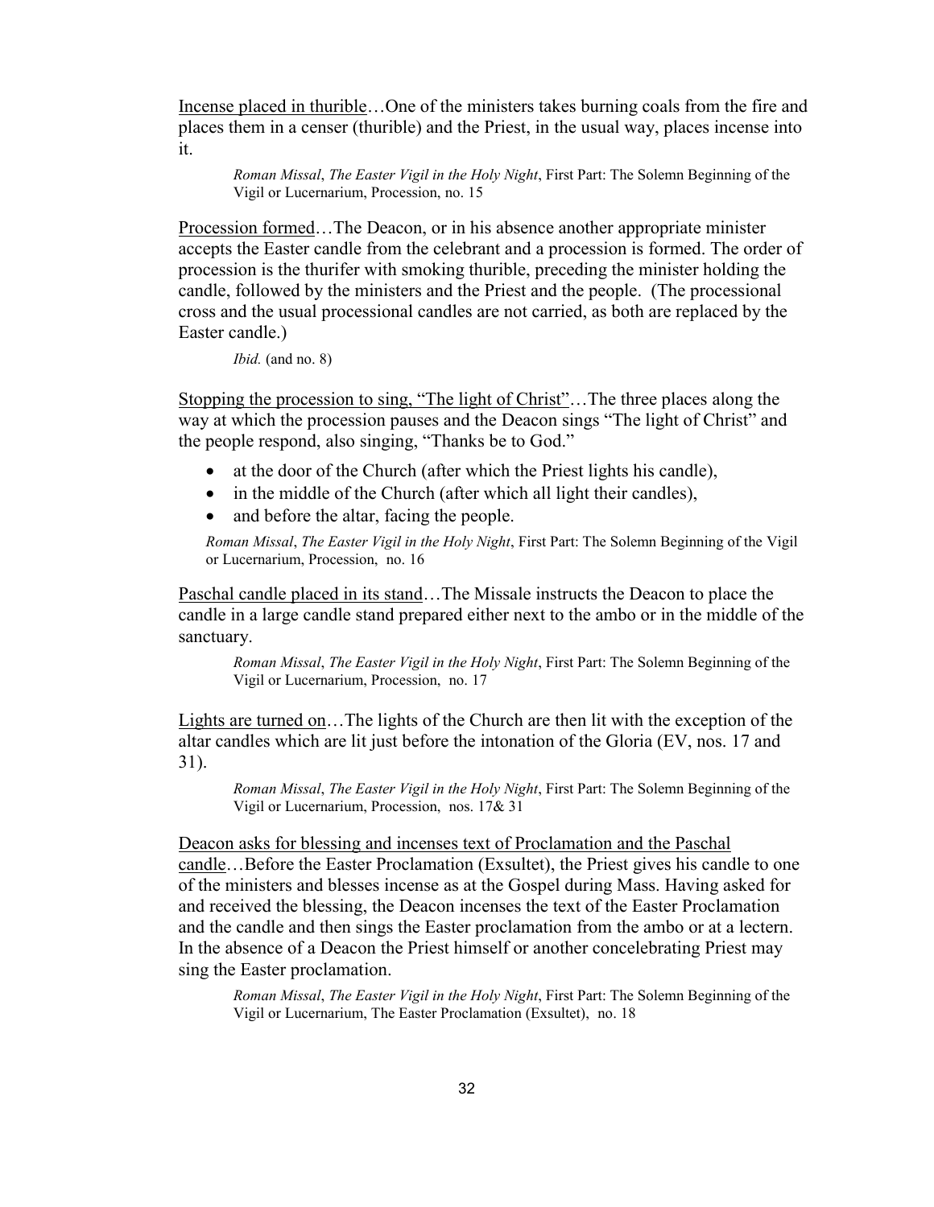<u>Incense placed in thurible</u>…One of the ministers takes burning coals from the fire and places them in a censer (thurible) and the Priest, in the usual way, places incense into it.

> *Roman Missal*, *The Easter Vigil in the Holy Night*, First Part: The Solemn Beginning of the Vigil or Lucernarium, Procession, no. 15

<u>Procession formed</u>…The Deacon, or in his absence another appropriate minister accepts the Easter candle from the celebrant and a procession is formed. The order of procession is the thurifer with smoking thurible, preceding the minister holding the candle, followed by the ministers and the Priest and the people. (The processional cross and the usual processional candles are not carried, as both are replaced by the Easter candle.)

> *Ibid.* (and no. 8)

<u>Stopping the procession to sing, "The light of Christ"</u>…The three places along the way at which the procession pauses and the Deacon sings "The light of Christ" and the people respond, also singing, "Thanks be to God."

- at the door of the Church (after which the Priest lights his candle),
- in the middle of the Church (after which all light their candles),
- and before the altar, facing the people.

> *Roman Missal*, *The Easter Vigil in the Holy Night*, First Part: The Solemn Beginning of the Vigil or Lucernarium, Procession, no. 16

<u>Paschal candle placed in its stand</u>…The Missale instructs the Deacon to place the candle in a large candle stand prepared either next to the ambo or in the middle of the sanctuary.

> *Roman Missal*, *The Easter Vigil in the Holy Night*, First Part: The Solemn Beginning of the Vigil or Lucernarium, Procession, no. 17

<u>Lights are turned on</u>…The lights of the Church are then lit with the exception of the altar candles which are lit just before the intonation of the Gloria (EV, nos. 17 and 31).

> *Roman Missal*, *The Easter Vigil in the Holy Night*, First Part: The Solemn Beginning of the Vigil or Lucernarium, Procession, nos. 17& 31

<u>Deacon asks for blessing and incenses text of Proclamation and the Paschal candle</u>…Before the Easter Proclamation (Exsultet), the Priest gives his candle to one of the ministers and blesses incense as at the Gospel during Mass. Having asked for and received the blessing, the Deacon incenses the text of the Easter Proclamation and the candle and then sings the Easter proclamation from the ambo or at a lectern. In the absence of a Deacon the Priest himself or another concelebrating Priest may sing the Easter proclamation.

> *Roman Missal*, *The Easter Vigil in the Holy Night*, First Part: The Solemn Beginning of the Vigil or Lucernarium, The Easter Proclamation (Exsultet), no. 18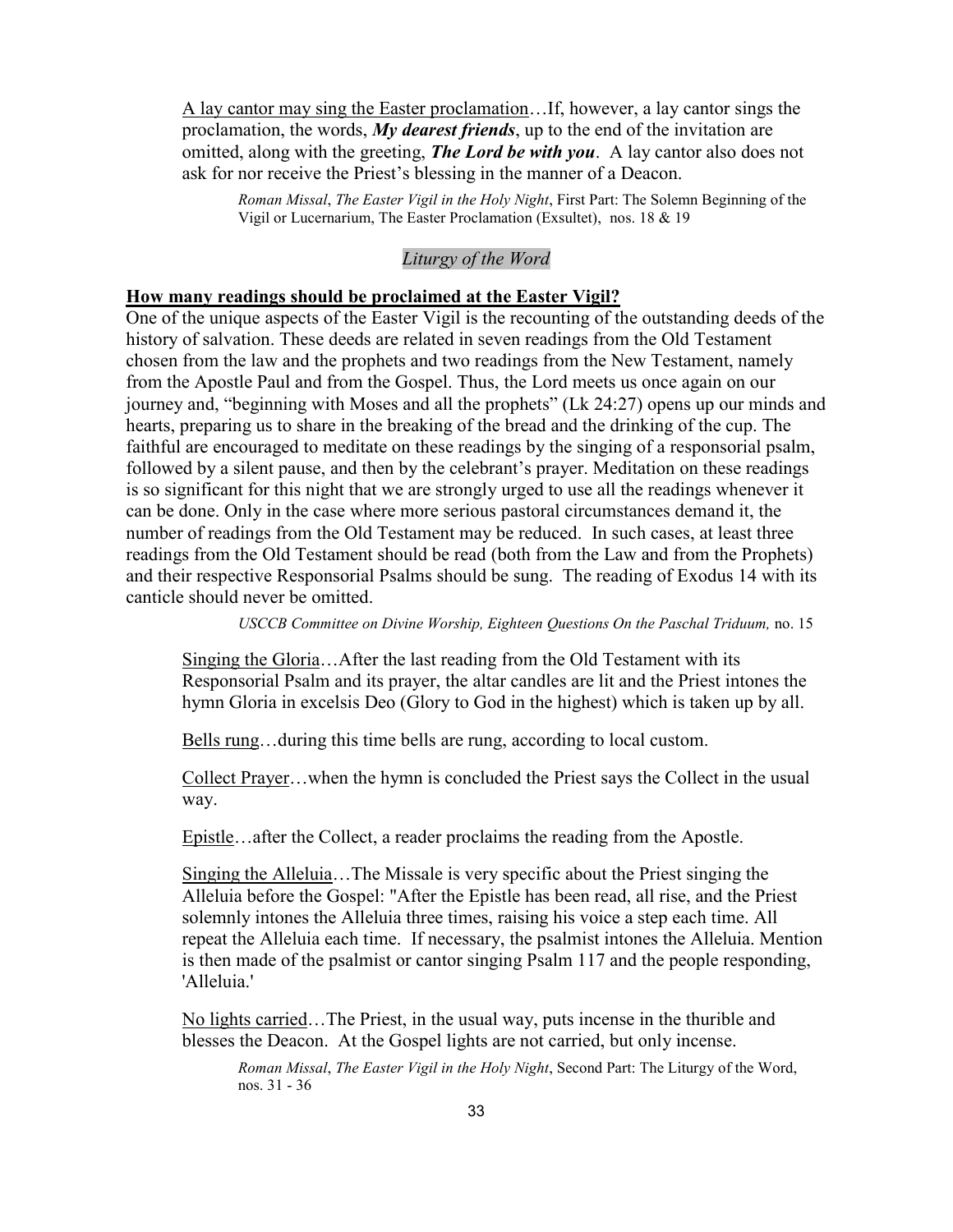A lay cantor may sing the Easter proclamation…If, however, a lay cantor sings the proclamation, the words, ***My dearest friends***, up to the end of the invitation are omitted, along with the greeting, ***The Lord be with you***. A lay cantor also does not ask for nor receive the Priest's blessing in the manner of a Deacon.

> *Roman Missal*, *The Easter Vigil in the Holy Night*, First Part: The Solemn Beginning of the Vigil or Lucernarium, The Easter Proclamation (Exsultet), nos. 18 & 19

### *Liturgy of the Word*

**How many readings should be proclaimed at the Easter Vigil?**

One of the unique aspects of the Easter Vigil is the recounting of the outstanding deeds of the history of salvation. These deeds are related in seven readings from the Old Testament chosen from the law and the prophets and two readings from the New Testament, namely from the Apostle Paul and from the Gospel. Thus, the Lord meets us once again on our journey and, "beginning with Moses and all the prophets" (Lk 24:27) opens up our minds and hearts, preparing us to share in the breaking of the bread and the drinking of the cup. The faithful are encouraged to meditate on these readings by the singing of a responsorial psalm, followed by a silent pause, and then by the celebrant's prayer. Meditation on these readings is so significant for this night that we are strongly urged to use all the readings whenever it can be done. Only in the case where more serious pastoral circumstances demand it, the number of readings from the Old Testament may be reduced. In such cases, at least three readings from the Old Testament should be read (both from the Law and from the Prophets) and their respective Responsorial Psalms should be sung. The reading of Exodus 14 with its canticle should never be omitted.

> *USCCB Committee on Divine Worship, Eighteen Questions On the Paschal Triduum,* no. 15

Singing the Gloria…After the last reading from the Old Testament with its Responsorial Psalm and its prayer, the altar candles are lit and the Priest intones the hymn Gloria in excelsis Deo (Glory to God in the highest) which is taken up by all.

Bells rung…during this time bells are rung, according to local custom.

Collect Prayer…when the hymn is concluded the Priest says the Collect in the usual way.

Epistle…after the Collect, a reader proclaims the reading from the Apostle.

Singing the Alleluia…The Missale is very specific about the Priest singing the Alleluia before the Gospel: "After the Epistle has been read, all rise, and the Priest solemnly intones the Alleluia three times, raising his voice a step each time. All repeat the Alleluia each time. If necessary, the psalmist intones the Alleluia. Mention is then made of the psalmist or cantor singing Psalm 117 and the people responding, 'Alleluia.'

No lights carried…The Priest, in the usual way, puts incense in the thurible and blesses the Deacon. At the Gospel lights are not carried, but only incense.

> *Roman Missal*, *The Easter Vigil in the Holy Night*, Second Part: The Liturgy of the Word, nos. 31 - 36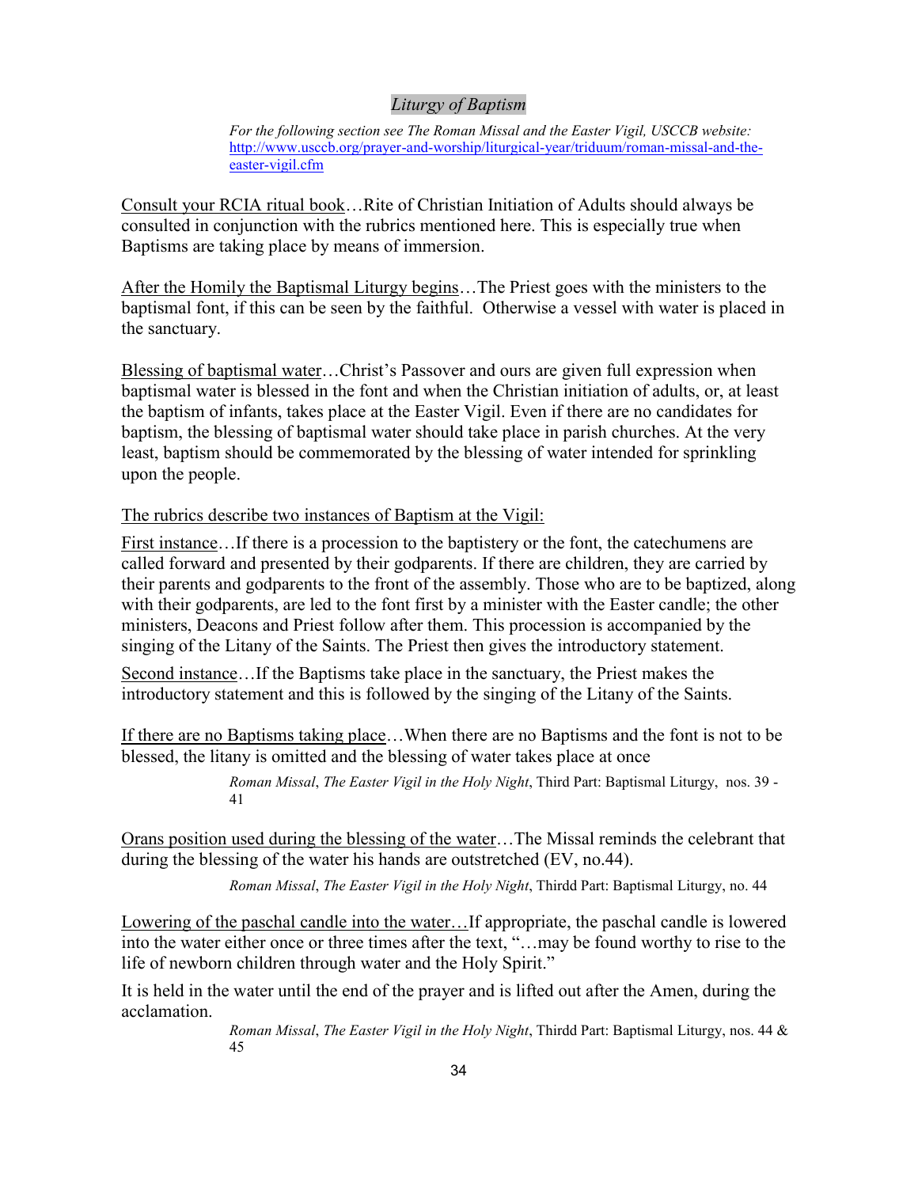## *Liturgy of Baptism*

*For the following section see The Roman Missal and the Easter Vigil, USCCB website:* [http://www.usccb.org/prayer-and-worship/liturgical-year/triduum/roman-missal-and-the-easter-vigil.cfm](http://www.usccb.org/prayer-and-worship/liturgical-year/triduum/roman-missal-and-the-easter-vigil.cfm)

<u>Consult your RCIA ritual book</u>…Rite of Christian Initiation of Adults should always be consulted in conjunction with the rubrics mentioned here. This is especially true when Baptisms are taking place by means of immersion.

<u>After the Homily the Baptismal Liturgy begins</u>…The Priest goes with the ministers to the baptismal font, if this can be seen by the faithful. Otherwise a vessel with water is placed in the sanctuary.

<u>Blessing of baptismal water</u>…Christ's Passover and ours are given full expression when baptismal water is blessed in the font and when the Christian initiation of adults, or, at least the baptism of infants, takes place at the Easter Vigil. Even if there are no candidates for baptism, the blessing of baptismal water should take place in parish churches. At the very least, baptism should be commemorated by the blessing of water intended for sprinkling upon the people.

<u>The rubrics describe two instances of Baptism at the Vigil:</u>

<u>First instance</u>…If there is a procession to the baptistery or the font, the catechumens are called forward and presented by their godparents. If there are children, they are carried by their parents and godparents to the front of the assembly. Those who are to be baptized, along with their godparents, are led to the font first by a minister with the Easter candle; the other ministers, Deacons and Priest follow after them. This procession is accompanied by the singing of the Litany of the Saints. The Priest then gives the introductory statement.

<u>Second instance</u>…If the Baptisms take place in the sanctuary, the Priest makes the introductory statement and this is followed by the singing of the Litany of the Saints.

<u>If there are no Baptisms taking place</u>…When there are no Baptisms and the font is not to be blessed, the litany is omitted and the blessing of water takes place at once

*Roman Missal*, *The Easter Vigil in the Holy Night*, Third Part: Baptismal Liturgy, nos. 39 - 41

<u>Orans position used during the blessing of the water</u>…The Missal reminds the celebrant that during the blessing of the water his hands are outstretched (EV, no.44).

*Roman Missal*, *The Easter Vigil in the Holy Night*, Thirdd Part: Baptismal Liturgy, no. 44

<u>Lowering of the paschal candle into the water…</u>If appropriate, the paschal candle is lowered into the water either once or three times after the text, "…may be found worthy to rise to the life of newborn children through water and the Holy Spirit."

It is held in the water until the end of the prayer and is lifted out after the Amen, during the acclamation.

*Roman Missal*, *The Easter Vigil in the Holy Night*, Thirdd Part: Baptismal Liturgy, nos. 44 & 45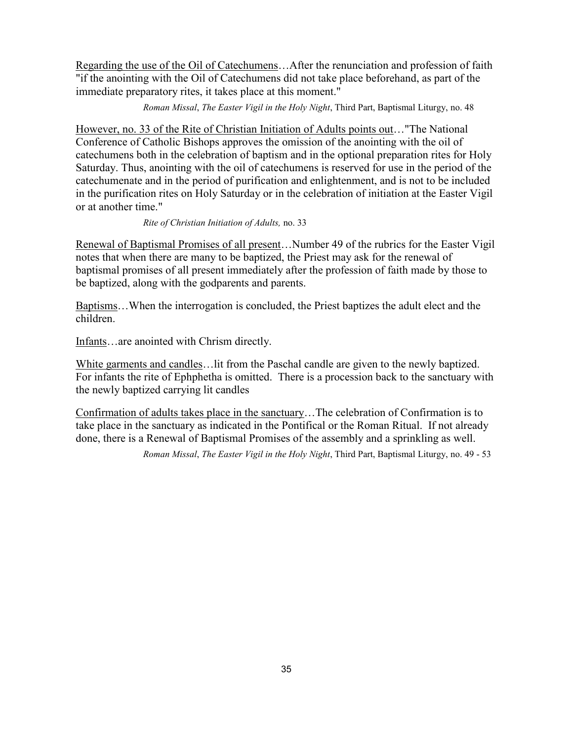<u>Regarding the use of the Oil of Catechumens</u>…After the renunciation and profession of faith "if the anointing with the Oil of Catechumens did not take place beforehand, as part of the immediate preparatory rites, it takes place at this moment."

*Roman Missal*, *The Easter Vigil in the Holy Night*, Third Part, Baptismal Liturgy, no. 48

<u>However, no. 33 of the Rite of Christian Initiation of Adults points out</u>…"The National Conference of Catholic Bishops approves the omission of the anointing with the oil of catechumens both in the celebration of baptism and in the optional preparation rites for Holy Saturday. Thus, anointing with the oil of catechumens is reserved for use in the period of the catechumenate and in the period of purification and enlightenment, and is not to be included in the purification rites on Holy Saturday or in the celebration of initiation at the Easter Vigil or at another time."

*Rite of Christian Initiation of Adults,* no. 33

<u>Renewal of Baptismal Promises of all present</u>…Number 49 of the rubrics for the Easter Vigil notes that when there are many to be baptized, the Priest may ask for the renewal of baptismal promises of all present immediately after the profession of faith made by those to be baptized, along with the godparents and parents.

<u>Baptisms</u>…When the interrogation is concluded, the Priest baptizes the adult elect and the children.

<u>Infants</u>…are anointed with Chrism directly.

<u>White garments and candles</u>…lit from the Paschal candle are given to the newly baptized. For infants the rite of Ephphetha is omitted. There is a procession back to the sanctuary with the newly baptized carrying lit candles

<u>Confirmation of adults takes place in the sanctuary</u>…The celebration of Confirmation is to take place in the sanctuary as indicated in the Pontifical or the Roman Ritual. If not already done, there is a Renewal of Baptismal Promises of the assembly and a sprinkling as well.

*Roman Missal*, *The Easter Vigil in the Holy Night*, Third Part, Baptismal Liturgy, no. 49 - 53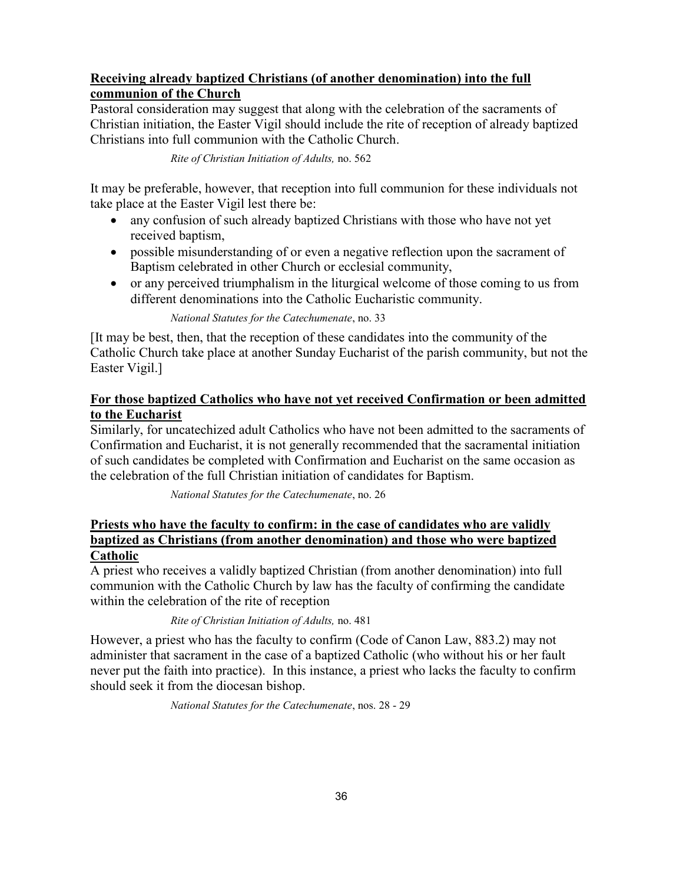**Receiving already baptized Christians (of another denomination) into the full communion of the Church**

Pastoral consideration may suggest that along with the celebration of the sacraments of Christian initiation, the Easter Vigil should include the rite of reception of already baptized Christians into full communion with the Catholic Church.

*Rite of Christian Initiation of Adults,* no. 562

It may be preferable, however, that reception into full communion for these individuals not take place at the Easter Vigil lest there be:

- any confusion of such already baptized Christians with those who have not yet received baptism,
- possible misunderstanding of or even a negative reflection upon the sacrament of Baptism celebrated in other Church or ecclesial community,
- or any perceived triumphalism in the liturgical welcome of those coming to us from different denominations into the Catholic Eucharistic community.

*National Statutes for the Catechumenate*, no. 33

[It may be best, then, that the reception of these candidates into the community of the Catholic Church take place at another Sunday Eucharist of the parish community, but not the Easter Vigil.]

**For those baptized Catholics who have not yet received Confirmation or been admitted to the Eucharist**

Similarly, for uncatechized adult Catholics who have not been admitted to the sacraments of Confirmation and Eucharist, it is not generally recommended that the sacramental initiation of such candidates be completed with Confirmation and Eucharist on the same occasion as the celebration of the full Christian initiation of candidates for Baptism.

*National Statutes for the Catechumenate*, no. 26

**Priests who have the faculty to confirm: in the case of candidates who are validly baptized as Christians (from another denomination) and those who were baptized Catholic**

A priest who receives a validly baptized Christian (from another denomination) into full communion with the Catholic Church by law has the faculty of confirming the candidate within the celebration of the rite of reception

*Rite of Christian Initiation of Adults,* no. 481

However, a priest who has the faculty to confirm (Code of Canon Law, 883.2) may not administer that sacrament in the case of a baptized Catholic (who without his or her fault never put the faith into practice). In this instance, a priest who lacks the faculty to confirm should seek it from the diocesan bishop.

*National Statutes for the Catechumenate*, nos. 28 - 29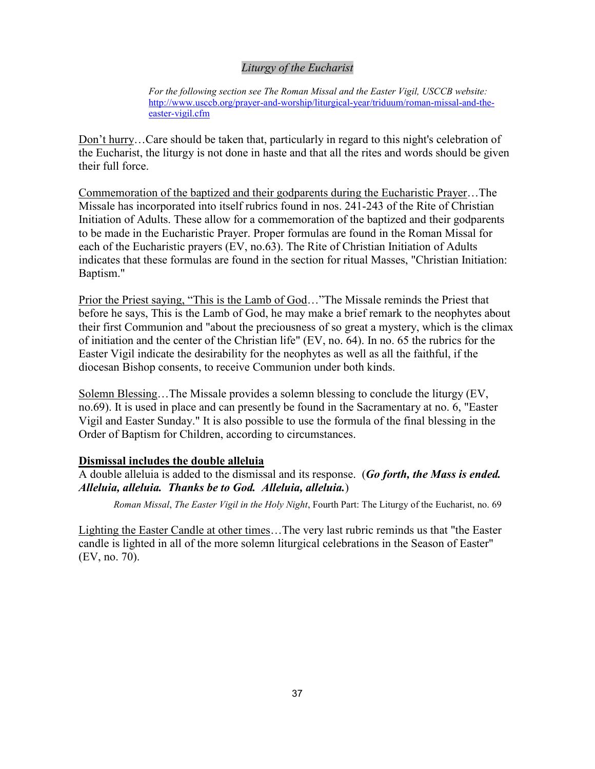## *Liturgy of the Eucharist*

*For the following section see The Roman Missal and the Easter Vigil, USCCB website:* http://www.usccb.org/prayer-and-worship/liturgical-year/triduum/roman-missal-and-the-easter-vigil.cfm

Don't hurry…Care should be taken that, particularly in regard to this night's celebration of the Eucharist, the liturgy is not done in haste and that all the rites and words should be given their full force.

Commemoration of the baptized and their godparents during the Eucharistic Prayer…The Missale has incorporated into itself rubrics found in nos. 241-243 of the Rite of Christian Initiation of Adults. These allow for a commemoration of the baptized and their godparents to be made in the Eucharistic Prayer. Proper formulas are found in the Roman Missal for each of the Eucharistic prayers (EV, no.63). The Rite of Christian Initiation of Adults indicates that these formulas are found in the section for ritual Masses, "Christian Initiation: Baptism."

Prior the Priest saying, "This is the Lamb of God…"The Missale reminds the Priest that before he says, This is the Lamb of God, he may make a brief remark to the neophytes about their first Communion and "about the preciousness of so great a mystery, which is the climax of initiation and the center of the Christian life" (EV, no. 64). In no. 65 the rubrics for the Easter Vigil indicate the desirability for the neophytes as well as all the faithful, if the diocesan Bishop consents, to receive Communion under both kinds.

Solemn Blessing…The Missale provides a solemn blessing to conclude the liturgy (EV, no.69). It is used in place and can presently be found in the Sacramentary at no. 6, "Easter Vigil and Easter Sunday." It is also possible to use the formula of the final blessing in the Order of Baptism for Children, according to circumstances.

**Dismissal includes the double alleluia**

A double alleluia is added to the dismissal and its response. (***Go forth, the Mass is ended. Alleluia, alleluia. Thanks be to God. Alleluia, alleluia.***)

*Roman Missal*, *The Easter Vigil in the Holy Night*, Fourth Part: The Liturgy of the Eucharist, no. 69

Lighting the Easter Candle at other times…The very last rubric reminds us that "the Easter candle is lighted in all of the more solemn liturgical celebrations in the Season of Easter" (EV, no. 70).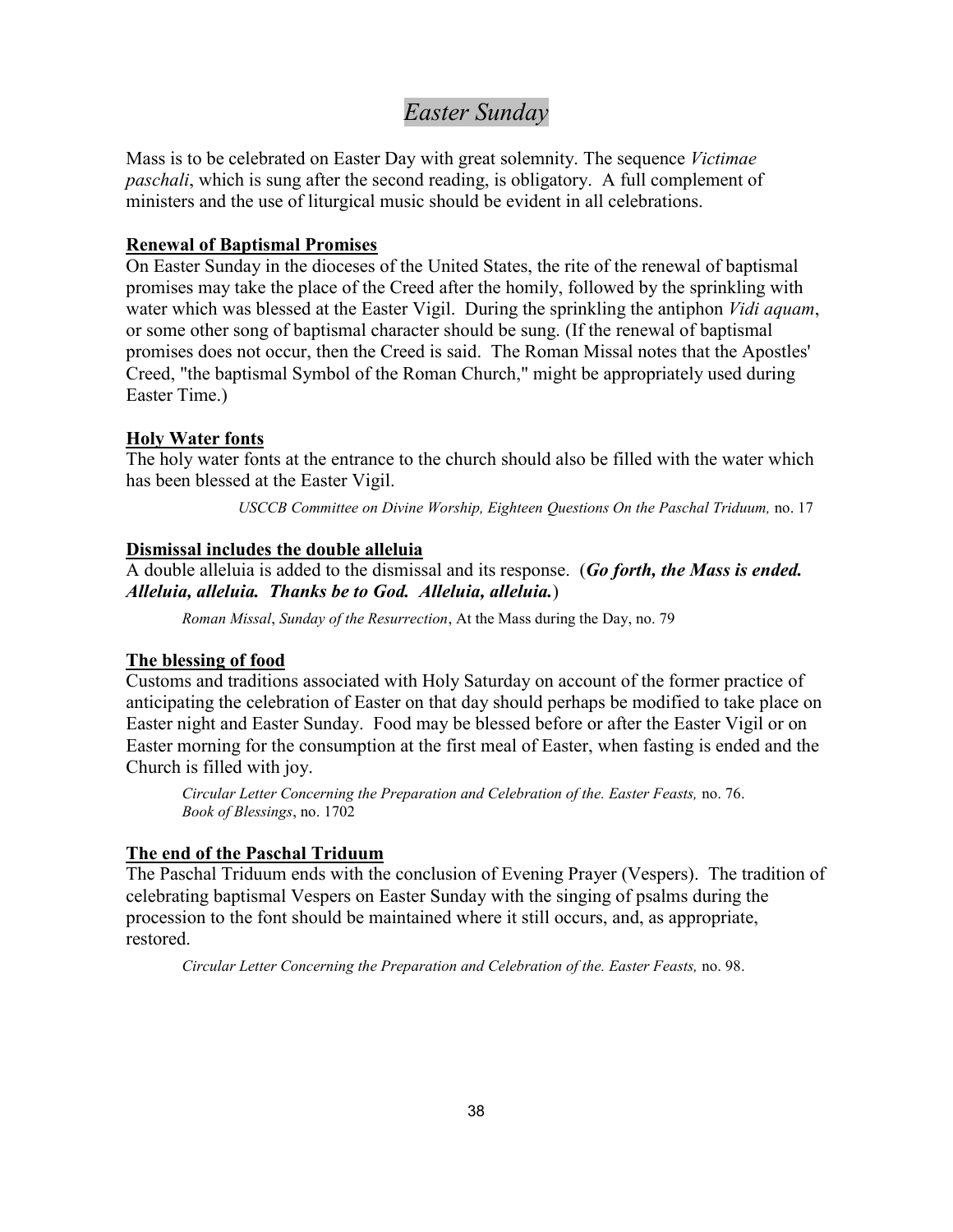# *Easter Sunday*

Mass is to be celebrated on Easter Day with great solemnity. The sequence *Victimae paschali*, which is sung after the second reading, is obligatory. A full complement of ministers and the use of liturgical music should be evident in all celebrations.

**Renewal of Baptismal Promises**

On Easter Sunday in the dioceses of the United States, the rite of the renewal of baptismal promises may take the place of the Creed after the homily, followed by the sprinkling with water which was blessed at the Easter Vigil. During the sprinkling the antiphon *Vidi aquam*, or some other song of baptismal character should be sung. (If the renewal of baptismal promises does not occur, then the Creed is said. The Roman Missal notes that the Apostles' Creed, "the baptismal Symbol of the Roman Church," might be appropriately used during Easter Time.)

**Holy Water fonts**

The holy water fonts at the entrance to the church should also be filled with the water which has been blessed at the Easter Vigil.

*USCCB Committee on Divine Worship, Eighteen Questions On the Paschal Triduum,* no. 17

**Dismissal includes the double alleluia**

A double alleluia is added to the dismissal and its response. (***Go forth, the Mass is ended. Alleluia, alleluia. Thanks be to God. Alleluia, alleluia.***)

*Roman Missal*, *Sunday of the Resurrection*, At the Mass during the Day, no. 79

**The blessing of food**

Customs and traditions associated with Holy Saturday on account of the former practice of anticipating the celebration of Easter on that day should perhaps be modified to take place on Easter night and Easter Sunday. Food may be blessed before or after the Easter Vigil or on Easter morning for the consumption at the first meal of Easter, when fasting is ended and the Church is filled with joy.

*Circular Letter Concerning the Preparation and Celebration of the. Easter Feasts,* no. 76.
*Book of Blessings*, no. 1702

**The end of the Paschal Triduum**

The Paschal Triduum ends with the conclusion of Evening Prayer (Vespers). The tradition of celebrating baptismal Vespers on Easter Sunday with the singing of psalms during the procession to the font should be maintained where it still occurs, and, as appropriate, restored.

*Circular Letter Concerning the Preparation and Celebration of the. Easter Feasts,* no. 98.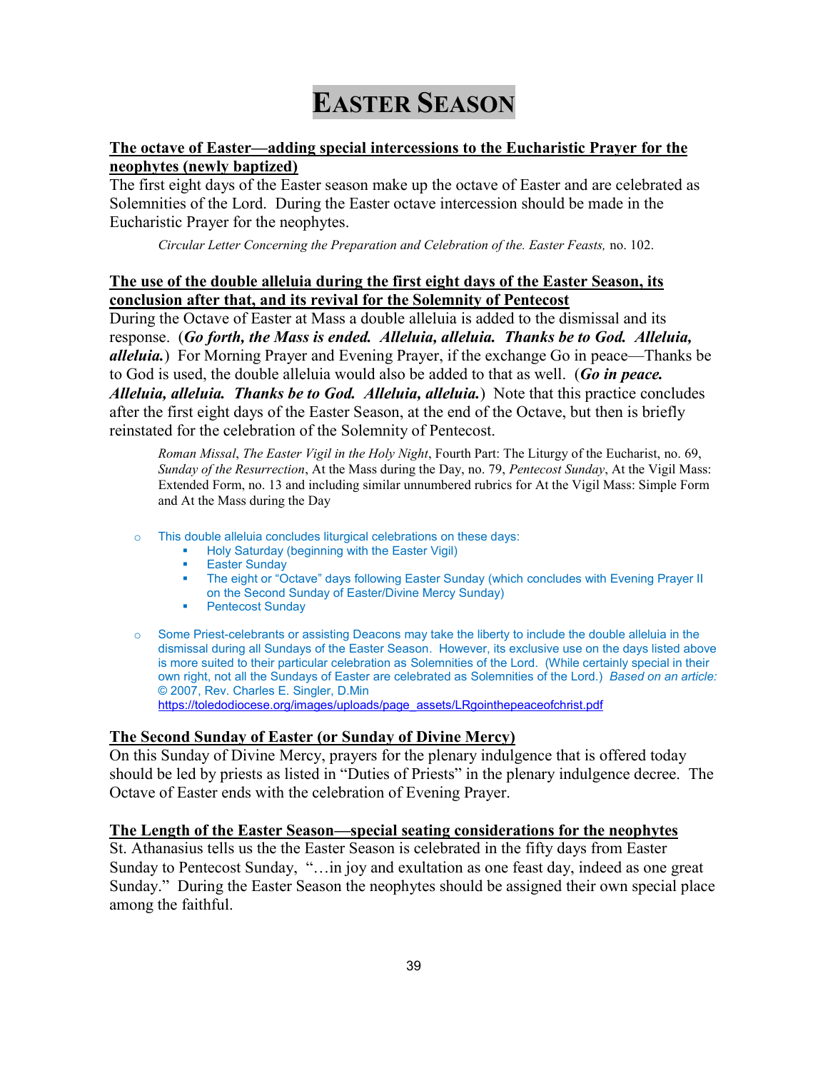# Easter Season

**The octave of Easter—adding special intercessions to the Eucharistic Prayer for the neophytes (newly baptized)**

The first eight days of the Easter season make up the octave of Easter and are celebrated as Solemnities of the Lord. During the Easter octave intercession should be made in the Eucharistic Prayer for the neophytes.

> *Circular Letter Concerning the Preparation and Celebration of the. Easter Feasts,* no. 102.

**The use of the double alleluia during the first eight days of the Easter Season, its conclusion after that, and its revival for the Solemnity of Pentecost**

During the Octave of Easter at Mass a double alleluia is added to the dismissal and its response. (***Go forth, the Mass is ended. Alleluia, alleluia. Thanks be to God. Alleluia, alleluia.***) For Morning Prayer and Evening Prayer, if the exchange Go in peace—Thanks be to God is used, the double alleluia would also be added to that as well. (***Go in peace. Alleluia, alleluia. Thanks be to God. Alleluia, alleluia.***) Note that this practice concludes after the first eight days of the Easter Season, at the end of the Octave, but then is briefly reinstated for the celebration of the Solemnity of Pentecost.

> *Roman Missal*, *The Easter Vigil in the Holy Night*, Fourth Part: The Liturgy of the Eucharist, no. 69, *Sunday of the Resurrection*, At the Mass during the Day, no. 79, *Pentecost Sunday*, At the Vigil Mass: Extended Form, no. 13 and including similar unnumbered rubrics for At the Vigil Mass: Simple Form and At the Mass during the Day

- This double alleluia concludes liturgical celebrations on these days:
  - Holy Saturday (beginning with the Easter Vigil)
  - Easter Sunday
  - The eight or "Octave" days following Easter Sunday (which concludes with Evening Prayer II on the Second Sunday of Easter/Divine Mercy Sunday)
  - Pentecost Sunday
- Some Priest-celebrants or assisting Deacons may take the liberty to include the double alleluia in the dismissal during all Sundays of the Easter Season. However, its exclusive use on the days listed above is more suited to their particular celebration as Solemnities of the Lord. (While certainly special in their own right, not all the Sundays of Easter are celebrated as Solemnities of the Lord.) *Based on an article:* © 2007, Rev. Charles E. Singler, D.Min https://toledodiocese.org/images/uploads/page_assets/LRgointhepeaceofchrist.pdf

**The Second Sunday of Easter (or Sunday of Divine Mercy)**

On this Sunday of Divine Mercy, prayers for the plenary indulgence that is offered today should be led by priests as listed in "Duties of Priests" in the plenary indulgence decree. The Octave of Easter ends with the celebration of Evening Prayer.

**The Length of the Easter Season—special seating considerations for the neophytes**

St. Athanasius tells us the the Easter Season is celebrated in the fifty days from Easter Sunday to Pentecost Sunday, "…in joy and exultation as one feast day, indeed as one great Sunday." During the Easter Season the neophytes should be assigned their own special place among the faithful.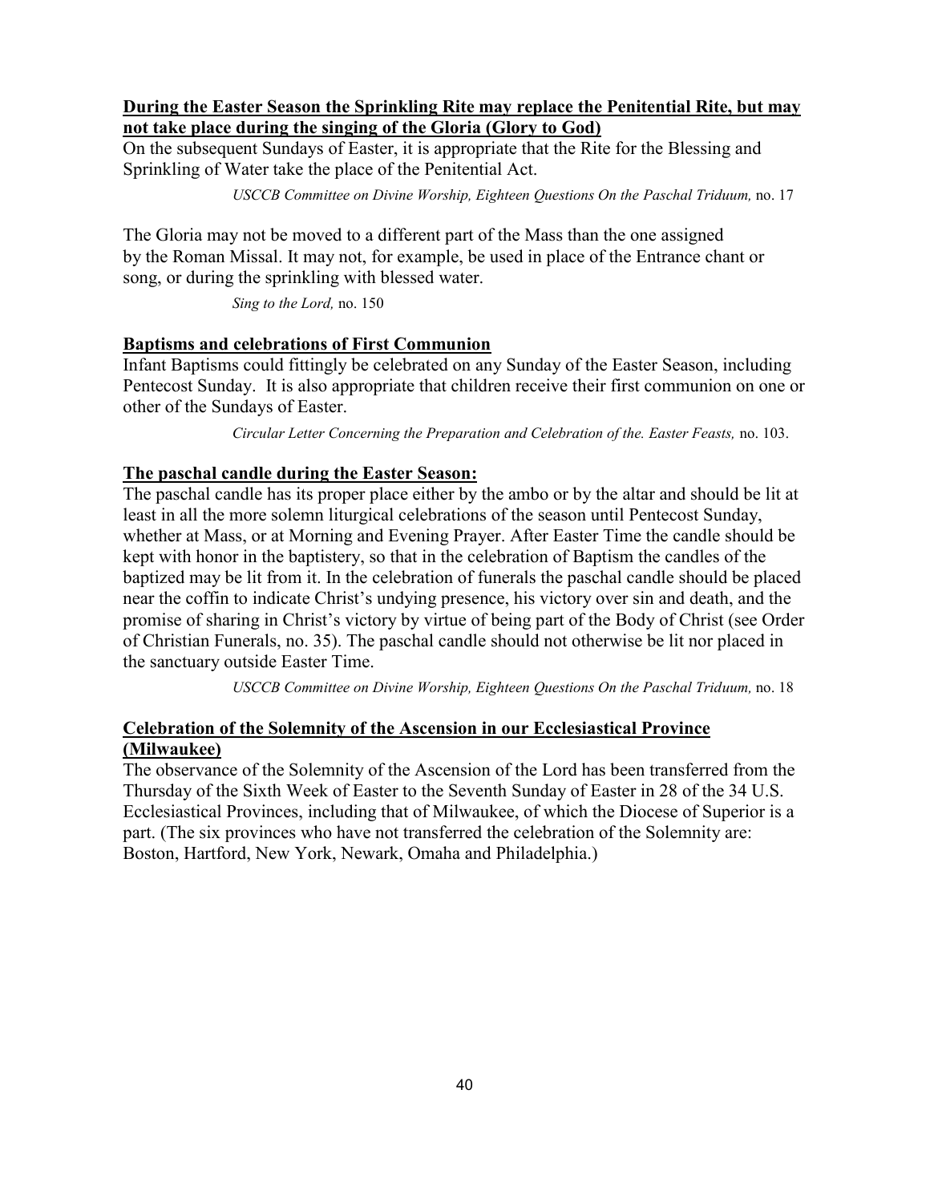**During the Easter Season the Sprinkling Rite may replace the Penitential Rite, but may not take place during the singing of the Gloria (Glory to God)**

On the subsequent Sundays of Easter, it is appropriate that the Rite for the Blessing and Sprinkling of Water take the place of the Penitential Act.

*USCCB Committee on Divine Worship, Eighteen Questions On the Paschal Triduum,* no. 17

The Gloria may not be moved to a different part of the Mass than the one assigned by the Roman Missal. It may not, for example, be used in place of the Entrance chant or song, or during the sprinkling with blessed water.

*Sing to the Lord,* no. 150

**Baptisms and celebrations of First Communion**

Infant Baptisms could fittingly be celebrated on any Sunday of the Easter Season, including Pentecost Sunday. It is also appropriate that children receive their first communion on one or other of the Sundays of Easter.

*Circular Letter Concerning the Preparation and Celebration of the. Easter Feasts,* no. 103.

**The paschal candle during the Easter Season:**

The paschal candle has its proper place either by the ambo or by the altar and should be lit at least in all the more solemn liturgical celebrations of the season until Pentecost Sunday, whether at Mass, or at Morning and Evening Prayer. After Easter Time the candle should be kept with honor in the baptistery, so that in the celebration of Baptism the candles of the baptized may be lit from it. In the celebration of funerals the paschal candle should be placed near the coffin to indicate Christ's undying presence, his victory over sin and death, and the promise of sharing in Christ's victory by virtue of being part of the Body of Christ (see Order of Christian Funerals, no. 35). The paschal candle should not otherwise be lit nor placed in the sanctuary outside Easter Time.

*USCCB Committee on Divine Worship, Eighteen Questions On the Paschal Triduum,* no. 18

**Celebration of the Solemnity of the Ascension in our Ecclesiastical Province (Milwaukee)**

The observance of the Solemnity of the Ascension of the Lord has been transferred from the Thursday of the Sixth Week of Easter to the Seventh Sunday of Easter in 28 of the 34 U.S. Ecclesiastical Provinces, including that of Milwaukee, of which the Diocese of Superior is a part. (The six provinces who have not transferred the celebration of the Solemnity are: Boston, Hartford, New York, Newark, Omaha and Philadelphia.)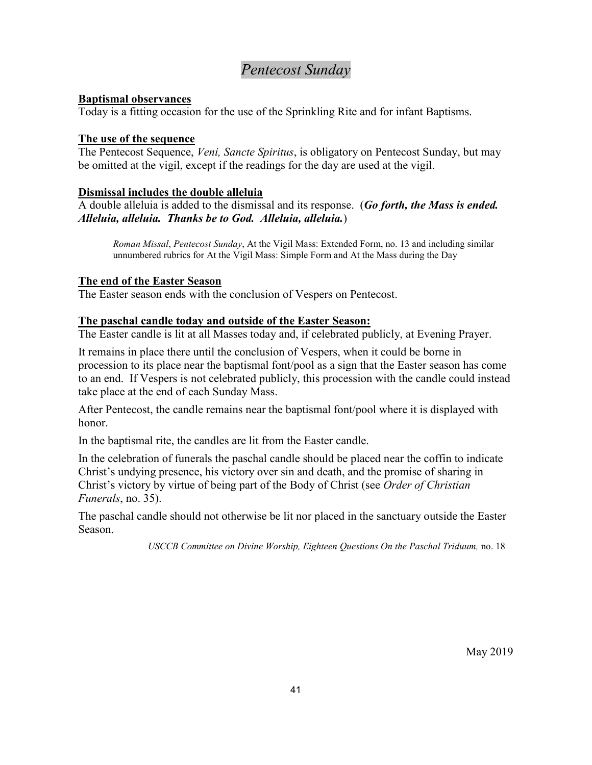# *Pentecost Sunday*

**Baptismal observances**

Today is a fitting occasion for the use of the Sprinkling Rite and for infant Baptisms.

**The use of the sequence**

The Pentecost Sequence, *Veni, Sancte Spiritus*, is obligatory on Pentecost Sunday, but may be omitted at the vigil, except if the readings for the day are used at the vigil.

**Dismissal includes the double alleluia**

A double alleluia is added to the dismissal and its response. (***Go forth, the Mass is ended. Alleluia, alleluia. Thanks be to God. Alleluia, alleluia.***)

> *Roman Missal*, *Pentecost Sunday*, At the Vigil Mass: Extended Form, no. 13 and including similar unnumbered rubrics for At the Vigil Mass: Simple Form and At the Mass during the Day

**The end of the Easter Season**

The Easter season ends with the conclusion of Vespers on Pentecost.

**The paschal candle today and outside of the Easter Season:**

The Easter candle is lit at all Masses today and, if celebrated publicly, at Evening Prayer.

It remains in place there until the conclusion of Vespers, when it could be borne in procession to its place near the baptismal font/pool as a sign that the Easter season has come to an end. If Vespers is not celebrated publicly, this procession with the candle could instead take place at the end of each Sunday Mass.

After Pentecost, the candle remains near the baptismal font/pool where it is displayed with honor.

In the baptismal rite, the candles are lit from the Easter candle.

In the celebration of funerals the paschal candle should be placed near the coffin to indicate Christ's undying presence, his victory over sin and death, and the promise of sharing in Christ's victory by virtue of being part of the Body of Christ (see *Order of Christian Funerals*, no. 35).

The paschal candle should not otherwise be lit nor placed in the sanctuary outside the Easter Season.

*USCCB Committee on Divine Worship, Eighteen Questions On the Paschal Triduum,* no. 18

May 2019